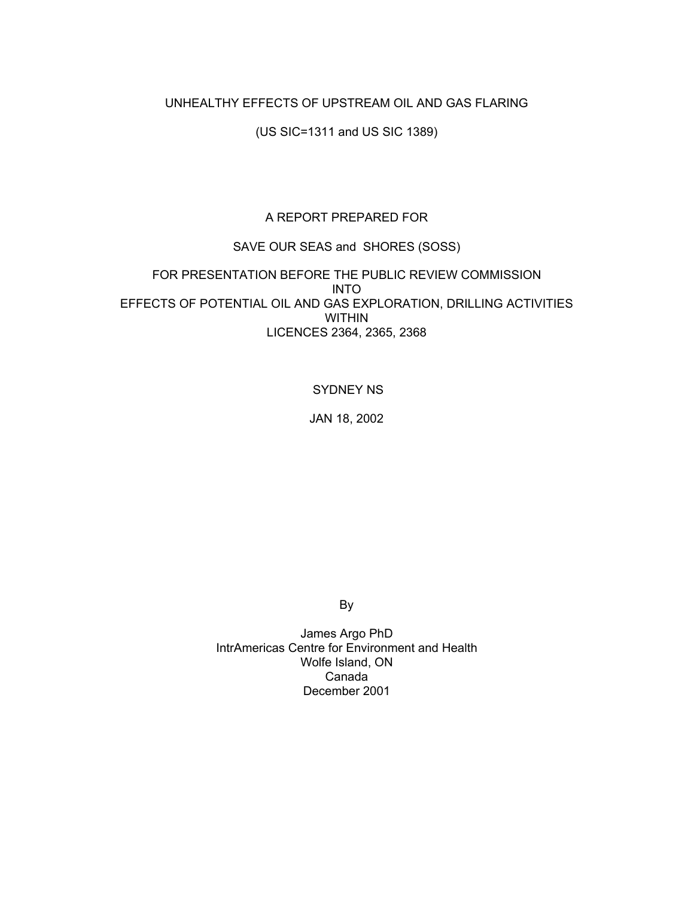# UNHEALTHY EFFECTS OF UPSTREAM OIL AND GAS FLARING

(US SIC=1311 and US SIC 1389)

A REPORT PREPARED FOR

SAVE OUR SEAS and SHORES (SOSS)

FOR PRESENTATION BEFORE THE PUBLIC REVIEW COMMISSION
INTO
EFFECTS OF POTENTIAL OIL AND GAS EXPLORATION, DRILLING ACTIVITIES
WITHIN
LICENCES 2364, 2365, 2368

SYDNEY NS

JAN 18, 2002

By

James Argo PhD
IntrAmericas Centre for Environment and Health
Wolfe Island, ON
Canada
December 2001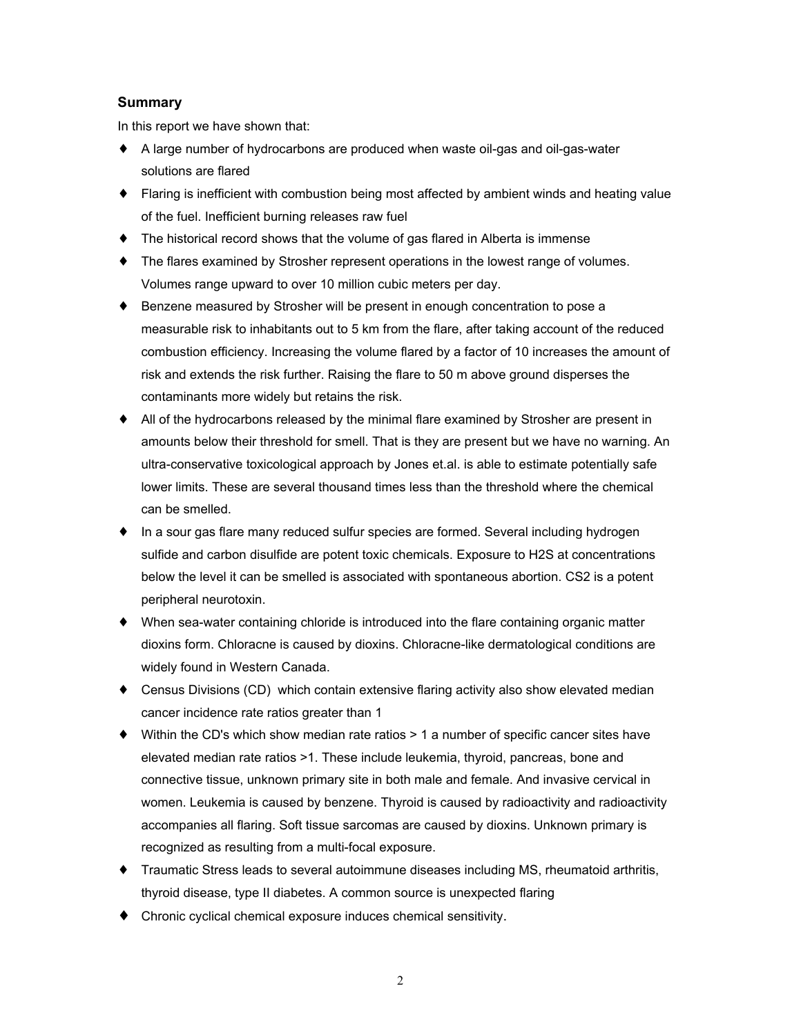## Summary

In this report we have shown that:

- A large number of hydrocarbons are produced when waste oil-gas and oil-gas-water solutions are flared
- Flaring is inefficient with combustion being most affected by ambient winds and heating value of the fuel. Inefficient burning releases raw fuel
- The historical record shows that the volume of gas flared in Alberta is immense
- The flares examined by Strosher represent operations in the lowest range of volumes. Volumes range upward to over 10 million cubic meters per day.
- Benzene measured by Strosher will be present in enough concentration to pose a measurable risk to inhabitants out to 5 km from the flare, after taking account of the reduced combustion efficiency. Increasing the volume flared by a factor of 10 increases the amount of risk and extends the risk further. Raising the flare to 50 m above ground disperses the contaminants more widely but retains the risk.
- All of the hydrocarbons released by the minimal flare examined by Strosher are present in amounts below their threshold for smell. That is they are present but we have no warning. An ultra-conservative toxicological approach by Jones et.al. is able to estimate potentially safe lower limits. These are several thousand times less than the threshold where the chemical can be smelled.
- In a sour gas flare many reduced sulfur species are formed. Several including hydrogen sulfide and carbon disulfide are potent toxic chemicals. Exposure to $H_2S$ at concentrations below the level it can be smelled is associated with spontaneous abortion. $CS_2$ is a potent peripheral neurotoxin.
- When sea-water containing chloride is introduced into the flare containing organic matter dioxins form. Chloracne is caused by dioxins. Chloracne-like dermatological conditions are widely found in Western Canada.
- Census Divisions (CD) which contain extensive flaring activity also show elevated median cancer incidence rate ratios greater than 1
- Within the CD's which show median rate ratios > 1 a number of specific cancer sites have elevated median rate ratios >1. These include leukemia, thyroid, pancreas, bone and connective tissue, unknown primary site in both male and female. And invasive cervical in women. Leukemia is caused by benzene. Thyroid is caused by radioactivity and radioactivity accompanies all flaring. Soft tissue sarcomas are caused by dioxins. Unknown primary is recognized as resulting from a multi-focal exposure.
- Traumatic Stress leads to several autoimmune diseases including MS, rheumatoid arthritis, thyroid disease, type II diabetes. A common source is unexpected flaring
- Chronic cyclical chemical exposure induces chemical sensitivity.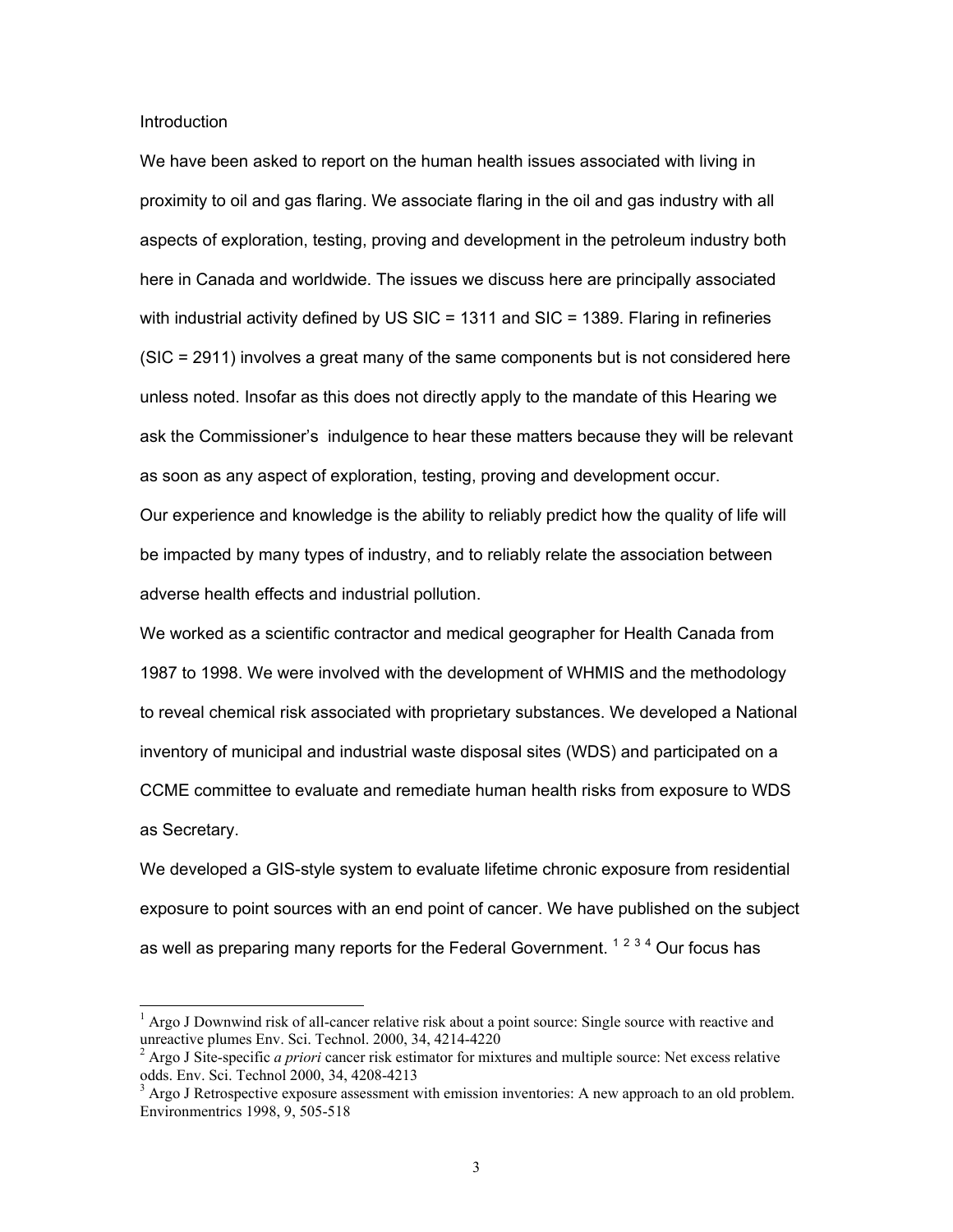Introduction

We have been asked to report on the human health issues associated with living in proximity to oil and gas flaring. We associate flaring in the oil and gas industry with all aspects of exploration, testing, proving and development in the petroleum industry both here in Canada and worldwide. The issues we discuss here are principally associated with industrial activity defined by US SIC = 1311 and SIC = 1389. Flaring in refineries (SIC = 2911) involves a great many of the same components but is not considered here unless noted. Insofar as this does not directly apply to the mandate of this Hearing we ask the Commissioner's indulgence to hear these matters because they will be relevant as soon as any aspect of exploration, testing, proving and development occur.

Our experience and knowledge is the ability to reliably predict how the quality of life will be impacted by many types of industry, and to reliably relate the association between adverse health effects and industrial pollution.

We worked as a scientific contractor and medical geographer for Health Canada from 1987 to 1998. We were involved with the development of WHMIS and the methodology to reveal chemical risk associated with proprietary substances. We developed a National inventory of municipal and industrial waste disposal sites (WDS) and participated on a CCME committee to evaluate and remediate human health risks from exposure to WDS as Secretary.

We developed a GIS-style system to evaluate lifetime chronic exposure from residential exposure to point sources with an end point of cancer. We have published on the subject as well as preparing many reports for the Federal Government. [1] [2] [3] [4] Our focus has

---

[1] Argo J Downwind risk of all-cancer relative risk about a point source: Single source with reactive and unreactive plumes Env. Sci. Technol. 2000, 34, 4214-4220

[2] Argo J Site-specific *a priori* cancer risk estimator for mixtures and multiple source: Net excess relative odds. Env. Sci. Technol 2000, 34, 4208-4213

[3] Argo J Retrospective exposure assessment with emission inventories: A new approach to an old problem. Environmentrics 1998, 9, 505-518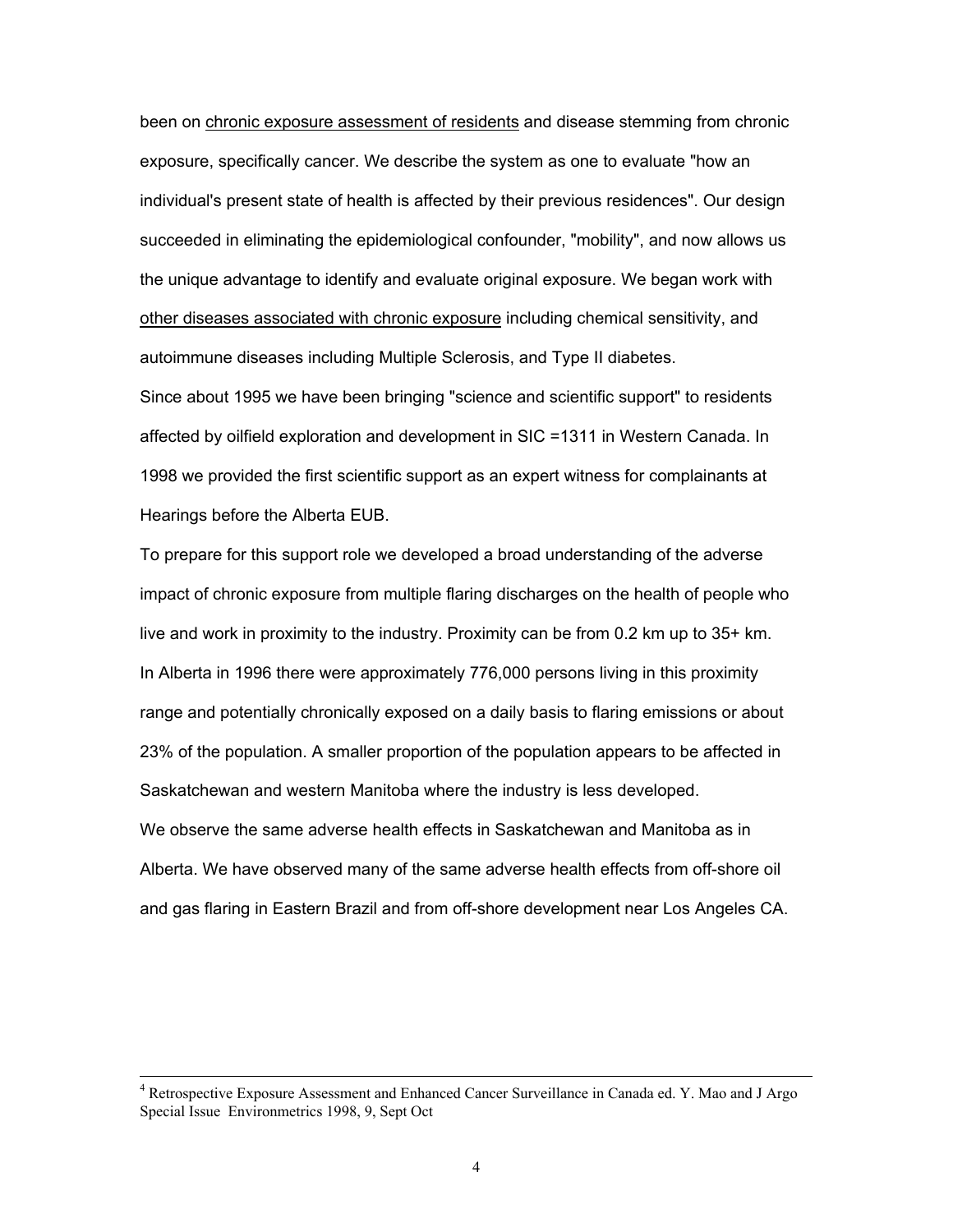been on <u>chronic exposure assessment of residents</u> and disease stemming from chronic exposure, specifically cancer. We describe the system as one to evaluate "how an individual's present state of health is affected by their previous residences". Our design succeeded in eliminating the epidemiological confounder, "mobility", and now allows us the unique advantage to identify and evaluate original exposure. We began work with <u>other diseases associated with chronic exposure</u> including chemical sensitivity, and autoimmune diseases including Multiple Sclerosis, and Type II diabetes.

Since about 1995 we have been bringing "science and scientific support" to residents affected by oilfield exploration and development in SIC =1311 in Western Canada. In 1998 we provided the first scientific support as an expert witness for complainants at Hearings before the Alberta EUB.

To prepare for this support role we developed a broad understanding of the adverse impact of chronic exposure from multiple flaring discharges on the health of people who live and work in proximity to the industry. Proximity can be from 0.2 km up to 35+ km. In Alberta in 1996 there were approximately 776,000 persons living in this proximity range and potentially chronically exposed on a daily basis to flaring emissions or about 23% of the population. A smaller proportion of the population appears to be affected in Saskatchewan and western Manitoba where the industry is less developed.

We observe the same adverse health effects in Saskatchewan and Manitoba as in Alberta. We have observed many of the same adverse health effects from off-shore oil and gas flaring in Eastern Brazil and from off-shore development near Los Angeles CA.

---

[4] Retrospective Exposure Assessment and Enhanced Cancer Surveillance in Canada ed. Y. Mao and J Argo Special Issue Environmetrics 1998, 9, Sept Oct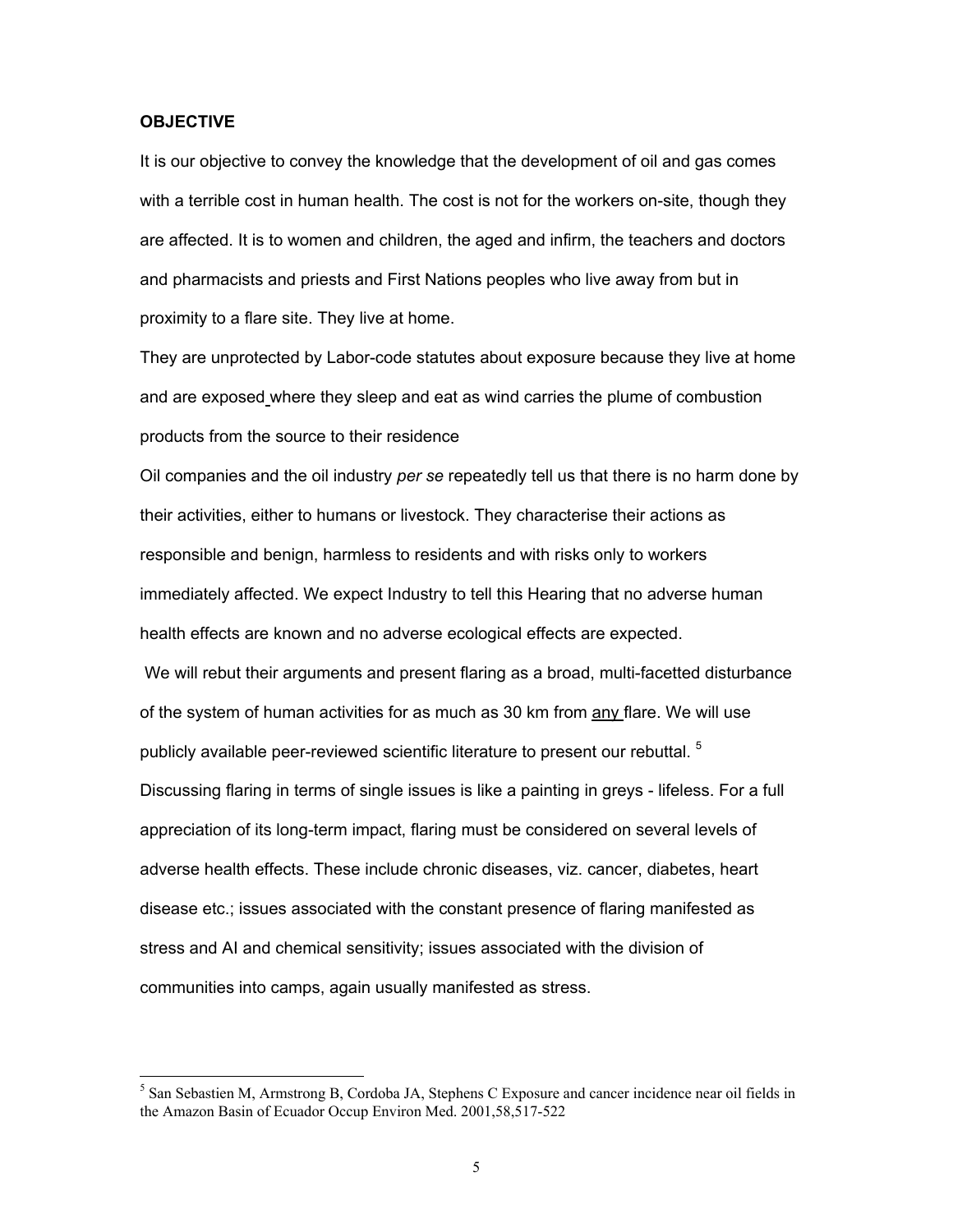**OBJECTIVE**

It is our objective to convey the knowledge that the development of oil and gas comes with a terrible cost in human health. The cost is not for the workers on-site, though they are affected. It is to women and children, the aged and infirm, the teachers and doctors and pharmacists and priests and First Nations peoples who live away from but in proximity to a flare site. They live at home.

They are unprotected by Labor-code statutes about exposure because they live at home and are exposed where they sleep and eat as wind carries the plume of combustion products from the source to their residence

Oil companies and the oil industry *per se* repeatedly tell us that there is no harm done by their activities, either to humans or livestock. They characterise their actions as responsible and benign, harmless to residents and with risks only to workers immediately affected. We expect Industry to tell this Hearing that no adverse human health effects are known and no adverse ecological effects are expected.

We will rebut their arguments and present flaring as a broad, multi-facetted disturbance of the system of human activities for as much as 30 km from <u>any</u> flare. We will use publicly available peer-reviewed scientific literature to present our rebuttal. [5]

Discussing flaring in terms of single issues is like a painting in greys - lifeless. For a full appreciation of its long-term impact, flaring must be considered on several levels of adverse health effects. These include chronic diseases, viz. cancer, diabetes, heart disease etc.; issues associated with the constant presence of flaring manifested as stress and AI and chemical sensitivity; issues associated with the division of communities into camps, again usually manifested as stress.

---

[5] San Sebastien M, Armstrong B, Cordoba JA, Stephens C Exposure and cancer incidence near oil fields in the Amazon Basin of Ecuador Occup Environ Med. 2001,58,517-522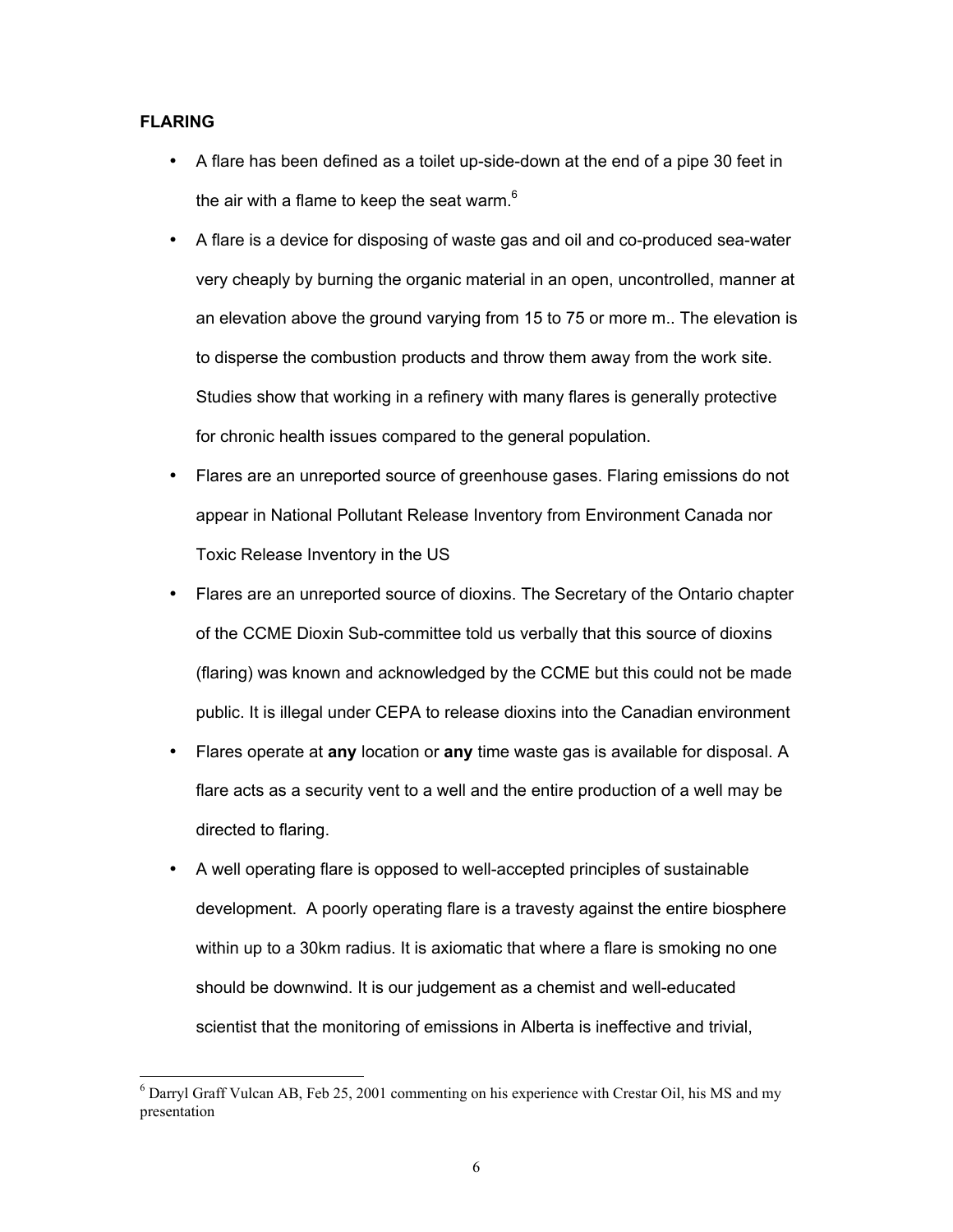**FLARING**

- A flare has been defined as a toilet up-side-down at the end of a pipe 30 feet in the air with a flame to keep the seat warm.[6]
- A flare is a device for disposing of waste gas and oil and co-produced sea-water very cheaply by burning the organic material in an open, uncontrolled, manner at an elevation above the ground varying from 15 to 75 or more m.. The elevation is to disperse the combustion products and throw them away from the work site. Studies show that working in a refinery with many flares is generally protective for chronic health issues compared to the general population.
- Flares are an unreported source of greenhouse gases. Flaring emissions do not appear in National Pollutant Release Inventory from Environment Canada nor Toxic Release Inventory in the US
- Flares are an unreported source of dioxins. The Secretary of the Ontario chapter of the CCME Dioxin Sub-committee told us verbally that this source of dioxins (flaring) was known and acknowledged by the CCME but this could not be made public. It is illegal under CEPA to release dioxins into the Canadian environment
- Flares operate at **any** location or **any** time waste gas is available for disposal. A flare acts as a security vent to a well and the entire production of a well may be directed to flaring.
- A well operating flare is opposed to well-accepted principles of sustainable development. A poorly operating flare is a travesty against the entire biosphere within up to a 30km radius. It is axiomatic that where a flare is smoking no one should be downwind. It is our judgement as a chemist and well-educated scientist that the monitoring of emissions in Alberta is ineffective and trivial,

[6] Darryl Graff Vulcan AB, Feb 25, 2001 commenting on his experience with Crestar Oil, his MS and my presentation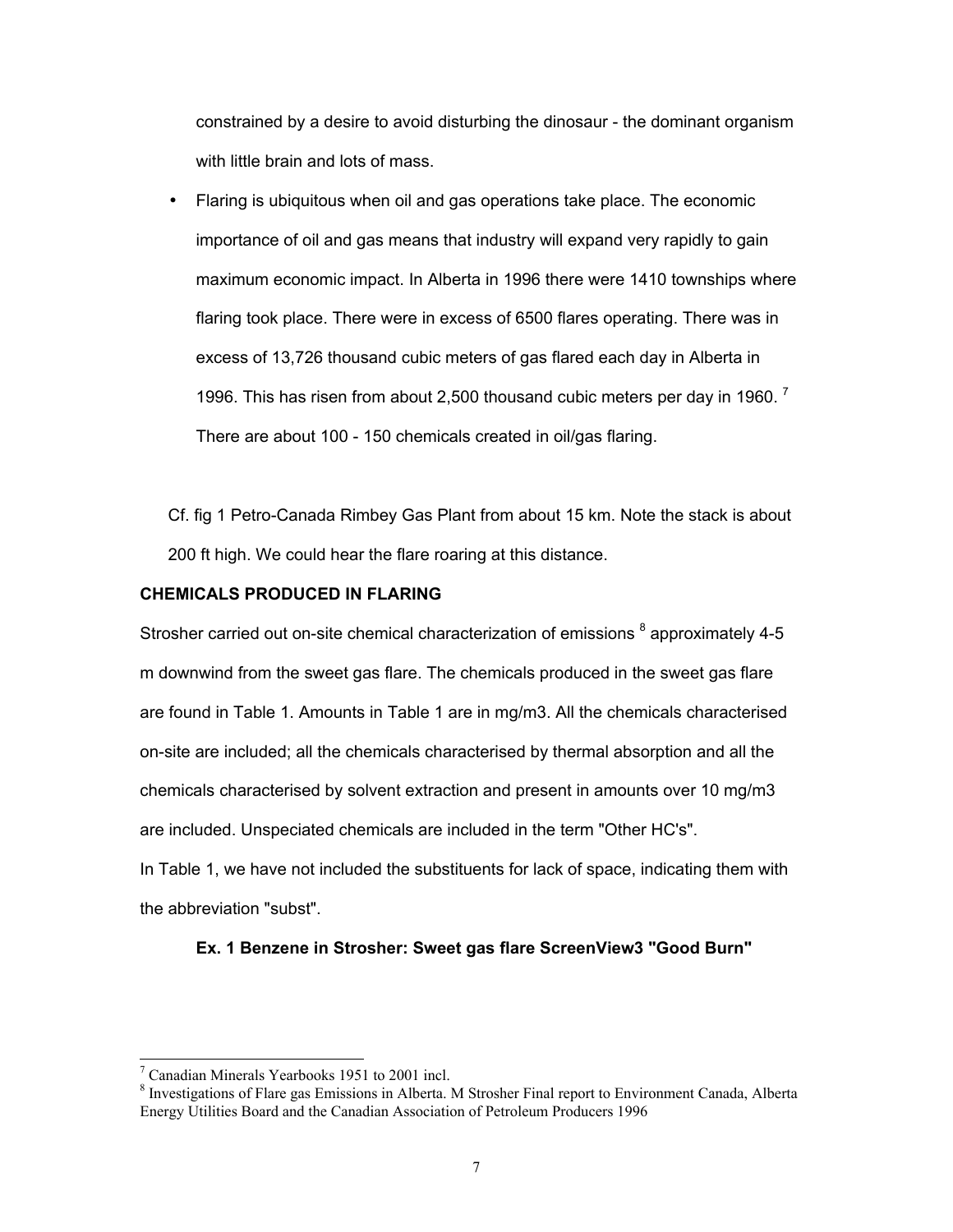constrained by a desire to avoid disturbing the dinosaur - the dominant organism with little brain and lots of mass.

- Flaring is ubiquitous when oil and gas operations take place. The economic importance of oil and gas means that industry will expand very rapidly to gain maximum economic impact. In Alberta in 1996 there were 1410 townships where flaring took place. There were in excess of 6500 flares operating. There was in excess of 13,726 thousand cubic meters of gas flared each day in Alberta in 1996. This has risen from about 2,500 thousand cubic meters per day in 1960. [7] There are about 100 - 150 chemicals created in oil/gas flaring.

Cf. fig 1 Petro-Canada Rimbey Gas Plant from about 15 km. Note the stack is about 200 ft high. We could hear the flare roaring at this distance.

**CHEMICALS PRODUCED IN FLARING**

Strosher carried out on-site chemical characterization of emissions [8] approximately 4-5 m downwind from the sweet gas flare. The chemicals produced in the sweet gas flare are found in Table 1. Amounts in Table 1 are in mg/m3. All the chemicals characterised on-site are included; all the chemicals characterised by thermal absorption and all the chemicals characterised by solvent extraction and present in amounts over 10 mg/m3 are included. Unspeciated chemicals are included in the term "Other HC's".
In Table 1, we have not included the substituents for lack of space, indicating them with the abbreviation "subst".

**Ex. 1 Benzene in Strosher: Sweet gas flare ScreenView3 "Good Burn"**

---

[7] Canadian Minerals Yearbooks 1951 to 2001 incl.

[8] Investigations of Flare gas Emissions in Alberta. M Strosher Final report to Environment Canada, Alberta Energy Utilities Board and the Canadian Association of Petroleum Producers 1996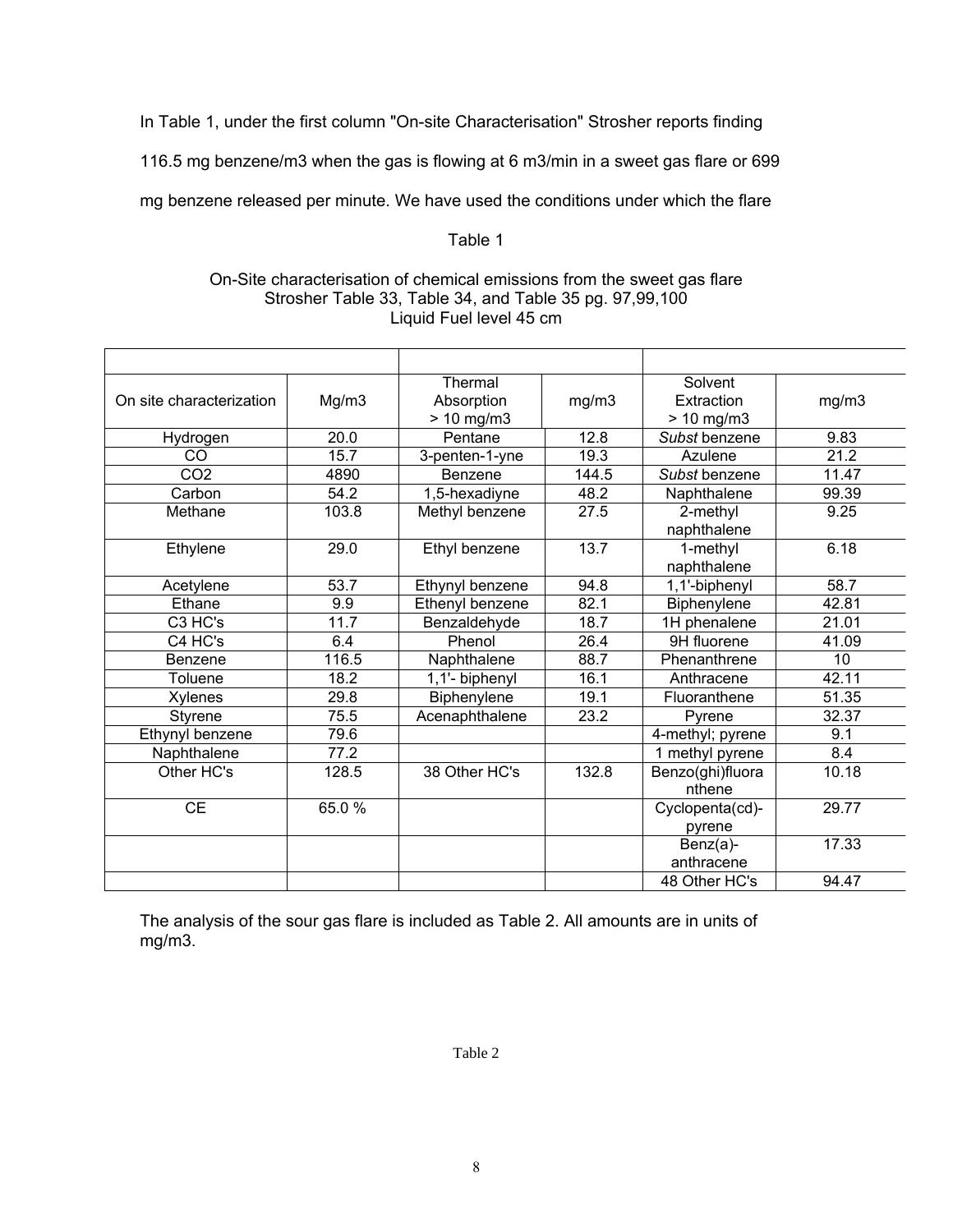In Table 1, under the first column "On-site Characterisation" Strosher reports finding 116.5 mg benzene/m3 when the gas is flowing at 6 m3/min in a sweet gas flare or 699 mg benzene released per minute. We have used the conditions under which the flare

Table 1

On-Site characterisation of chemical emissions from the sweet gas flare
Strosher Table 33, Table 34, and Table 35 pg. 97,99,100
Liquid Fuel level 45 cm

| On site characterization | Mg/m3 | Thermal Absorption > 10 mg/m3 | mg/m3 | Solvent Extraction > 10 mg/m3 | mg/m3 |
|---|---|---|---|---|---|
| Hydrogen | 20.0 | Pentane | 12.8 | *Subst* benzene | 9.83 |
| CO | 15.7 | 3-penten-1-yne | 19.3 | Azulene | 21.2 |
| $CO_2$ | 4890 | Benzene | 144.5 | *Subst* benzene | 11.47 |
| Carbon | 54.2 | 1,5-hexadiyne | 48.2 | Naphthalene | 99.39 |
| Methane | 103.8 | Methyl benzene | 27.5 | 2-methyl naphthalene | 9.25 |
| Ethylene | 29.0 | Ethyl benzene | 13.7 | 1-methyl naphthalene | 6.18 |
| Acetylene | 53.7 | Ethynyl benzene | 94.8 | 1,1'-biphenyl | 58.7 |
| Ethane | 9.9 | Ethenyl benzene | 82.1 | Biphenylene | 42.81 |
| C3 HC's | 11.7 | Benzaldehyde | 18.7 | 1H phenalene | 21.01 |
| C4 HC's | 6.4 | Phenol | 26.4 | 9H fluorene | 41.09 |
| Benzene | 116.5 | Naphthalene | 88.7 | Phenanthrene | 10 |
| Toluene | 18.2 | 1,1'- biphenyl | 16.1 | Anthracene | 42.11 |
| Xylenes | 29.8 | Biphenylene | 19.1 | Fluoranthene | 51.35 |
| Styrene | 75.5 | Acenaphthalene | 23.2 | Pyrene | 32.37 |
| Ethynyl benzene | 79.6 | | | 4-methyl; pyrene | 9.1 |
| Naphthalene | 77.2 | | | 1 methyl pyrene | 8.4 |
| Other HC's | 128.5 | 38 Other HC's | 132.8 | Benzo(ghi)fluoranthene | 10.18 |
| CE | 65.0 % | | | Cyclopenta(cd)-pyrene | 29.77 |
| | | | | Benz(a)-anthracene | 17.33 |
| | | | | 48 Other HC's | 94.47 |

The analysis of the sour gas flare is included as Table 2. All amounts are in units of mg/m3.

Table 2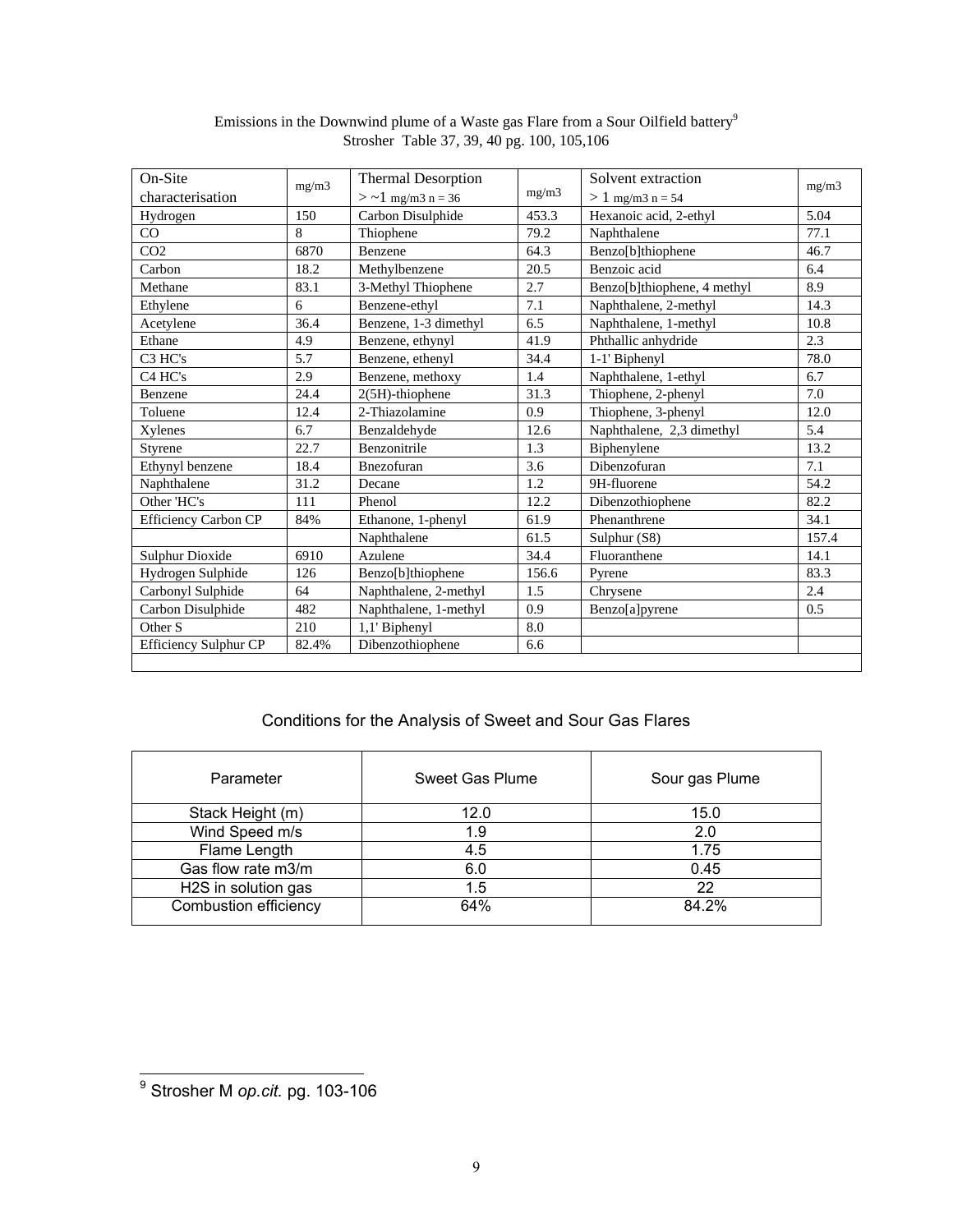Emissions in the Downwind plume of a Waste gas Flare from a Sour Oilfield battery[9]
Strosher Table 37, 39, 40 pg. 100, 105,106

| On-Site characterisation | mg/m3 | Thermal Desorption > ~1 mg/m3 n = 36 | mg/m3 | Solvent extraction > 1 mg/m3 n = 54 | mg/m3 |
|---|---|---|---|---|---|
| Hydrogen | 150 | Carbon Disulphide | 453.3 | Hexanoic acid, 2-ethyl | 5.04 |
| CO | 8 | Thiophene | 79.2 | Naphthalene | 77.1 |
| CO2 | 6870 | Benzene | 64.3 | Benzo[b]thiophene | 46.7 |
| Carbon | 18.2 | Methylbenzene | 20.5 | Benzoic acid | 6.4 |
| Methane | 83.1 | 3-Methyl Thiophene | 2.7 | Benzo[b]thiophene, 4 methyl | 8.9 |
| Ethylene | 6 | Benzene-ethyl | 7.1 | Naphthalene, 2-methyl | 14.3 |
| Acetylene | 36.4 | Benzene, 1-3 dimethyl | 6.5 | Naphthalene, 1-methyl | 10.8 |
| Ethane | 4.9 | Benzene, ethynyl | 41.9 | Phthallic anhydride | 2.3 |
| C3 HC's | 5.7 | Benzene, ethenyl | 34.4 | 1-1' Biphenyl | 78.0 |
| C4 HC's | 2.9 | Benzene, methoxy | 1.4 | Naphthalene, 1-ethyl | 6.7 |
| Benzene | 24.4 | 2(5H)-thiophene | 31.3 | Thiophene, 2-phenyl | 7.0 |
| Toluene | 12.4 | 2-Thiazolamine | 0.9 | Thiophene, 3-phenyl | 12.0 |
| Xylenes | 6.7 | Benzaldehyde | 12.6 | Naphthalene, 2,3 dimethyl | 5.4 |
| Styrene | 22.7 | Benzonitrile | 1.3 | Biphenylene | 13.2 |
| Ethynyl benzene | 18.4 | Bnezofuran | 3.6 | Dibenzofuran | 7.1 |
| Naphthalene | 31.2 | Decane | 1.2 | 9H-fluorene | 54.2 |
| Other 'HC's | 111 | Phenol | 12.2 | Dibenzothiophene | 82.2 |
| Efficiency Carbon CP | 84% | Ethanone, 1-phenyl | 61.9 | Phenanthrene | 34.1 |
| | | Naphthalene | 61.5 | Sulphur (S8) | 157.4 |
| Sulphur Dioxide | 6910 | Azulene | 34.4 | Fluoranthene | 14.1 |
| Hydrogen Sulphide | 126 | Benzo[b]thiophene | 156.6 | Pyrene | 83.3 |
| Carbonyl Sulphide | 64 | Naphthalene, 2-methyl | 1.5 | Chrysene | 2.4 |
| Carbon Disulphide | 482 | Naphthalene, 1-methyl | 0.9 | Benzo[a]pyrene | 0.5 |
| Other S | 210 | 1,1' Biphenyl | 8.0 | | |
| Efficiency Sulphur CP | 82.4% | Dibenzothiophene | 6.6 | | |

## Conditions for the Analysis of Sweet and Sour Gas Flares

| Parameter | Sweet Gas Plume | Sour gas Plume |
|---|---|---|
| Stack Height (m) | 12.0 | 15.0 |
| Wind Speed m/s | 1.9 | 2.0 |
| Flame Length | 4.5 | 1.75 |
| Gas flow rate m3/m | 6.0 | 0.45 |
| H2S in solution gas | 1.5 | 22 |
| Combustion efficiency | 64% | 84.2% |

[9] Strosher M *op.cit.* pg. 103-106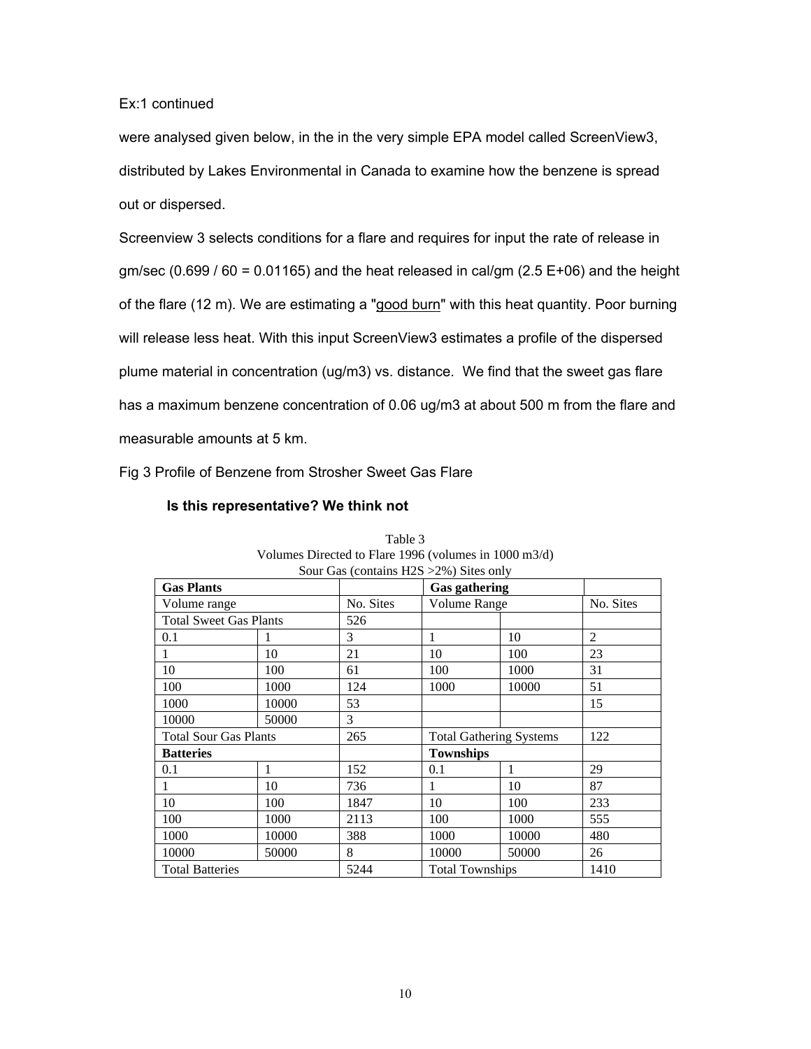Ex:1 continued

were analysed given below, in the in the very simple EPA model called ScreenView3, distributed by Lakes Environmental in Canada to examine how the benzene is spread out or dispersed.

Screenview 3 selects conditions for a flare and requires for input the rate of release in gm/sec (0.699 / 60 = 0.01165) and the heat released in cal/gm (2.5 E+06) and the height of the flare (12 m). We are estimating a "good burn" with this heat quantity. Poor burning will release less heat. With this input ScreenView3 estimates a profile of the dispersed plume material in concentration (ug/m3) vs. distance. We find that the sweet gas flare has a maximum benzene concentration of 0.06 ug/m3 at about 500 m from the flare and measurable amounts at 5 km.

Fig 3 Profile of Benzene from Strosher Sweet Gas Flare

**Is this representative? We think not**

Table 3
Volumes Directed to Flare 1996 (volumes in 1000 m3/d)
Sour Gas (contains $H_2S$ >2%) Sites only

| **Gas Plants** | | | **Gas gathering** | | |
|---|---|---|---|---|---|
| Volume range | | No. Sites | Volume Range | | No. Sites |
| Total Sweet Gas Plants | | 526 | | | |
| 0.1 | 1 | 3 | 1 | 10 | 2 |
| 1 | 10 | 21 | 10 | 100 | 23 |
| 10 | 100 | 61 | 100 | 1000 | 31 |
| 100 | 1000 | 124 | 1000 | 10000 | 51 |
| 1000 | 10000 | 53 | | | 15 |
| 10000 | 50000 | 3 | | | |
| Total Sour Gas Plants | | 265 | Total Gathering Systems | | 122 |
| **Batteries** | | | **Townships** | | |
| 0.1 | 1 | 152 | 0.1 | 1 | 29 |
| 1 | 10 | 736 | 1 | 10 | 87 |
| 10 | 100 | 1847 | 10 | 100 | 233 |
| 100 | 1000 | 2113 | 100 | 1000 | 555 |
| 1000 | 10000 | 388 | 1000 | 10000 | 480 |
| 10000 | 50000 | 8 | 10000 | 50000 | 26 |
| Total Batteries | | 5244 | Total Townships | | 1410 |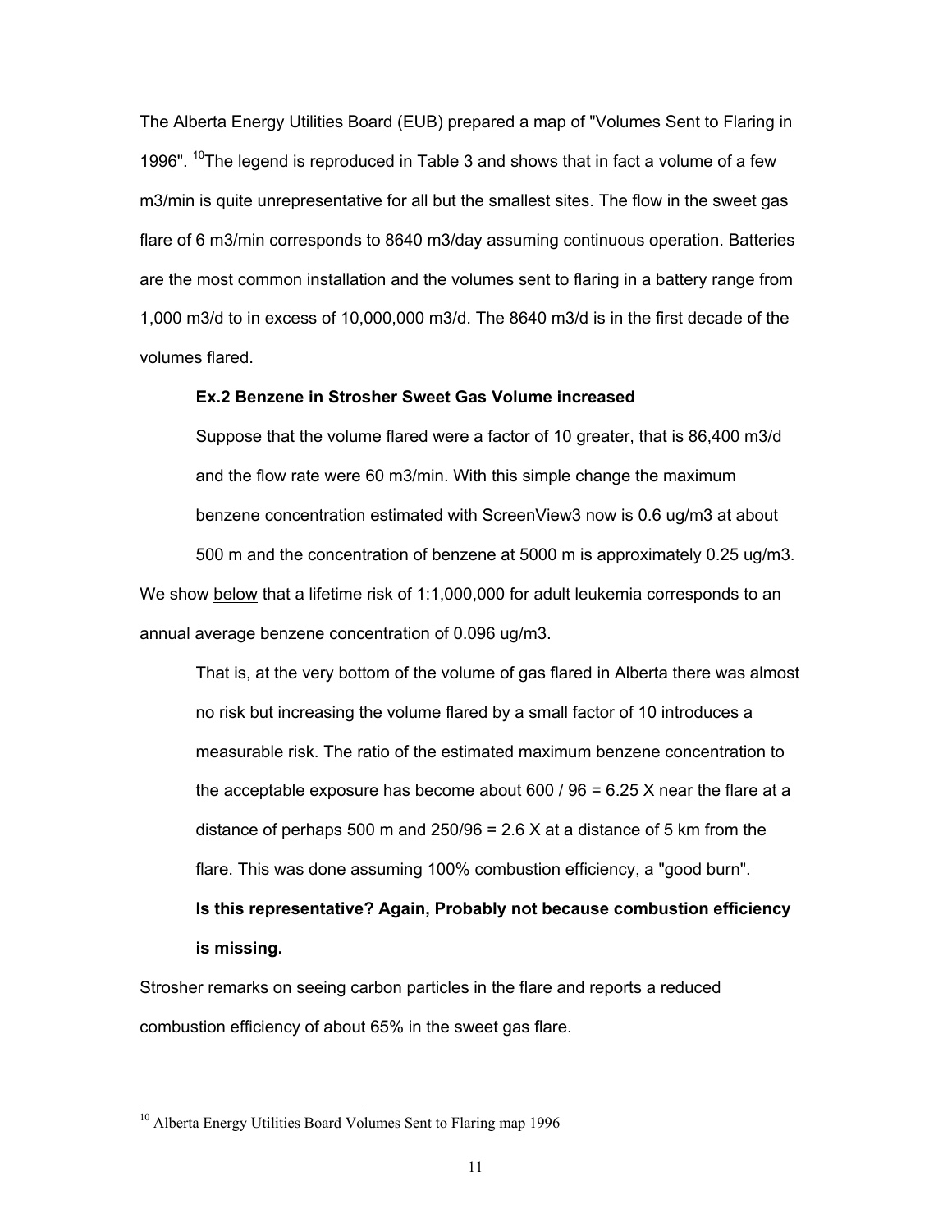The Alberta Energy Utilities Board (EUB) prepared a map of "Volumes Sent to Flaring in 1996". [10]The legend is reproduced in Table 3 and shows that in fact a volume of a few m3/min is quite unrepresentative for all but the smallest sites. The flow in the sweet gas flare of 6 m3/min corresponds to 8640 m3/day assuming continuous operation. Batteries are the most common installation and the volumes sent to flaring in a battery range from 1,000 m3/d to in excess of 10,000,000 m3/d. The 8640 m3/d is in the first decade of the volumes flared.

**Ex.2 Benzene in Strosher Sweet Gas Volume increased**

Suppose that the volume flared were a factor of 10 greater, that is 86,400 m3/d and the flow rate were 60 m3/min. With this simple change the maximum benzene concentration estimated with ScreenView3 now is 0.6 ug/m3 at about 500 m and the concentration of benzene at 5000 m is approximately 0.25 ug/m3.

We show below that a lifetime risk of 1:1,000,000 for adult leukemia corresponds to an annual average benzene concentration of 0.096 ug/m3.

That is, at the very bottom of the volume of gas flared in Alberta there was almost no risk but increasing the volume flared by a small factor of 10 introduces a measurable risk. The ratio of the estimated maximum benzene concentration to the acceptable exposure has become about 600 / 96 = 6.25 X near the flare at a distance of perhaps 500 m and 250/96 = 2.6 X at a distance of 5 km from the flare. This was done assuming 100% combustion efficiency, a "good burn".

**Is this representative? Again, Probably not because combustion efficiency is missing.**

Strosher remarks on seeing carbon particles in the flare and reports a reduced combustion efficiency of about 65% in the sweet gas flare.

[10] Alberta Energy Utilities Board Volumes Sent to Flaring map 1996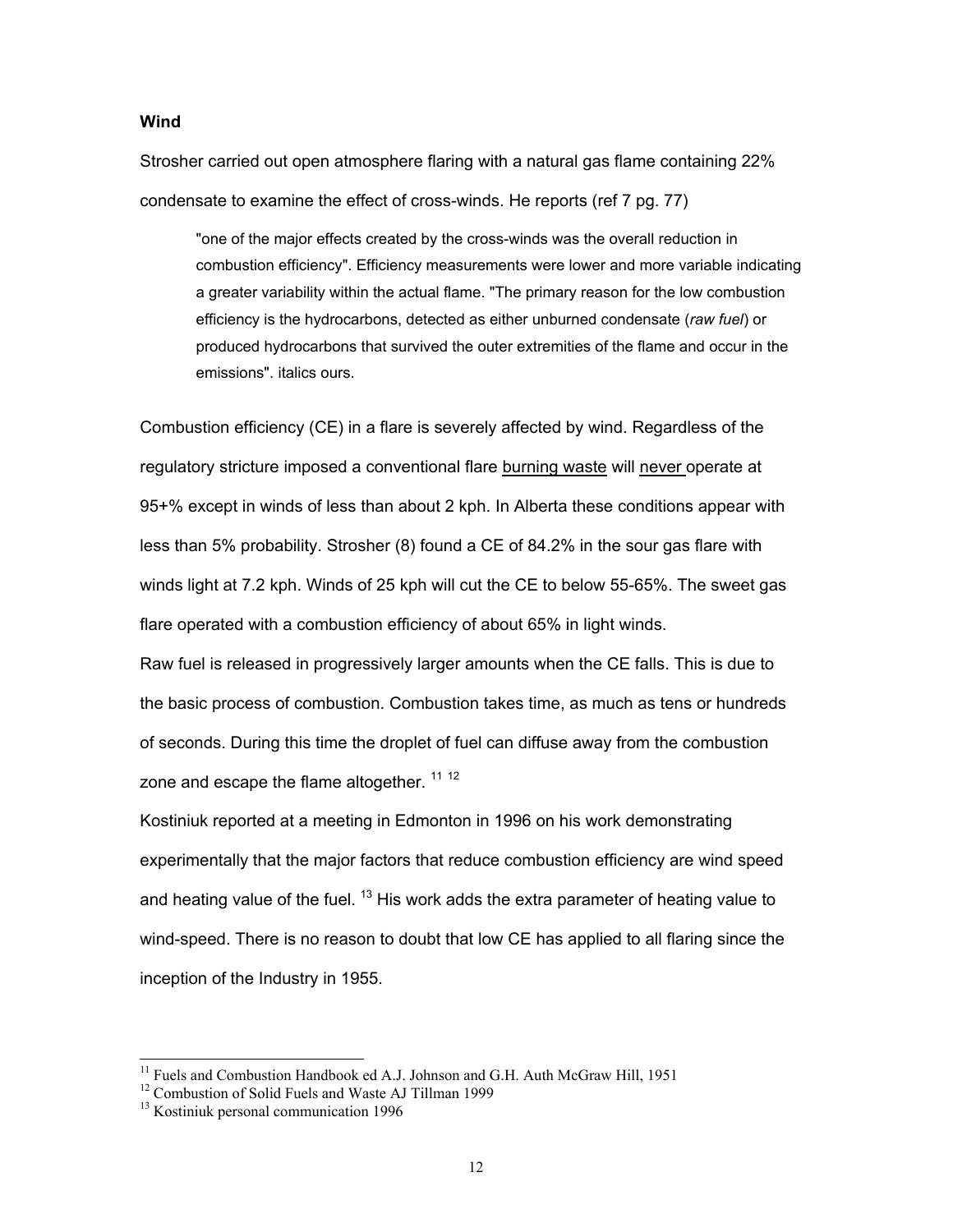**Wind**

Strosher carried out open atmosphere flaring with a natural gas flame containing 22% condensate to examine the effect of cross-winds. He reports (ref 7 pg. 77)

> "one of the major effects created by the cross-winds was the overall reduction in combustion efficiency". Efficiency measurements were lower and more variable indicating a greater variability within the actual flame. "The primary reason for the low combustion efficiency is the hydrocarbons, detected as either unburned condensate (*raw fuel*) or produced hydrocarbons that survived the outer extremities of the flame and occur in the emissions". italics ours.

Combustion efficiency (CE) in a flare is severely affected by wind. Regardless of the regulatory stricture imposed a conventional flare <u>burning waste</u> will <u>never</u> operate at 95+% except in winds of less than about 2 kph. In Alberta these conditions appear with less than 5% probability. Strosher (8) found a CE of 84.2% in the sour gas flare with winds light at 7.2 kph. Winds of 25 kph will cut the CE to below 55-65%. The sweet gas flare operated with a combustion efficiency of about 65% in light winds.

Raw fuel is released in progressively larger amounts when the CE falls. This is due to the basic process of combustion. Combustion takes time, as much as tens or hundreds of seconds. During this time the droplet of fuel can diffuse away from the combustion zone and escape the flame altogether. [11] [12]

Kostiniuk reported at a meeting in Edmonton in 1996 on his work demonstrating experimentally that the major factors that reduce combustion efficiency are wind speed and heating value of the fuel. [13] His work adds the extra parameter of heating value to wind-speed. There is no reason to doubt that low CE has applied to all flaring since the inception of the Industry in 1955.

---

[11] Fuels and Combustion Handbook ed A.J. Johnson and G.H. Auth McGraw Hill, 1951

[12] Combustion of Solid Fuels and Waste AJ Tillman 1999

[13] Kostiniuk personal communication 1996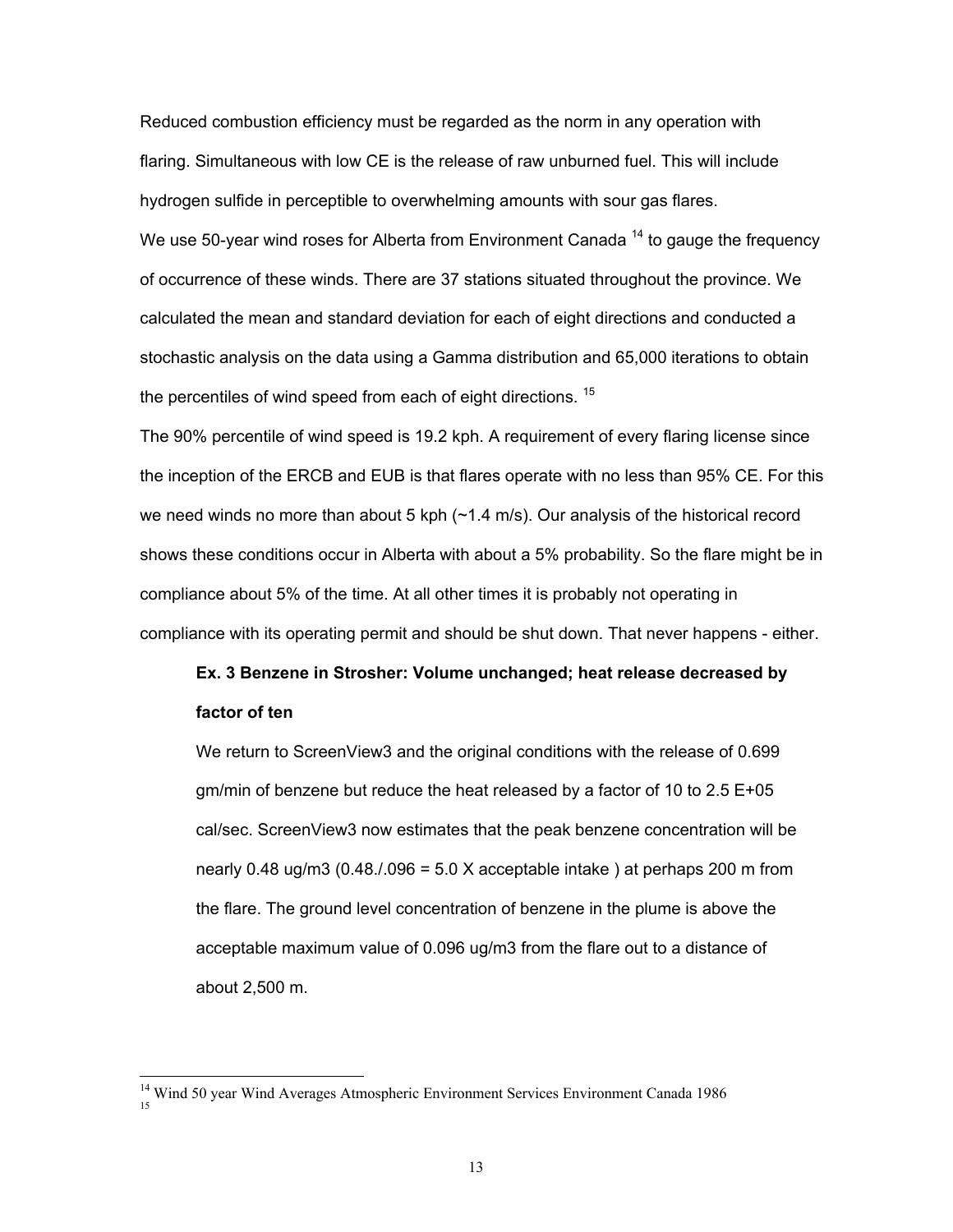Reduced combustion efficiency must be regarded as the norm in any operation with flaring. Simultaneous with low CE is the release of raw unburned fuel. This will include hydrogen sulfide in perceptible to overwhelming amounts with sour gas flares.

We use 50-year wind roses for Alberta from Environment Canada [14] to gauge the frequency of occurrence of these winds. There are 37 stations situated throughout the province. We calculated the mean and standard deviation for each of eight directions and conducted a stochastic analysis on the data using a Gamma distribution and 65,000 iterations to obtain the percentiles of wind speed from each of eight directions. [15]

The 90% percentile of wind speed is 19.2 kph. A requirement of every flaring license since the inception of the ERCB and EUB is that flares operate with no less than 95% CE. For this we need winds no more than about 5 kph (~1.4 m/s). Our analysis of the historical record shows these conditions occur in Alberta with about a 5% probability. So the flare might be in compliance about 5% of the time. At all other times it is probably not operating in compliance with its operating permit and should be shut down. That never happens - either.

**Ex. 3 Benzene in Strosher: Volume unchanged; heat release decreased by factor of ten**

We return to ScreenView3 and the original conditions with the release of 0.699 gm/min of benzene but reduce the heat released by a factor of 10 to 2.5 E+05 cal/sec. ScreenView3 now estimates that the peak benzene concentration will be nearly 0.48 ug/m3 (0.48./.096 = 5.0 X acceptable intake ) at perhaps 200 m from the flare. The ground level concentration of benzene in the plume is above the acceptable maximum value of 0.096 ug/m3 from the flare out to a distance of about 2,500 m.

---

[14] Wind 50 year Wind Averages Atmospheric Environment Services Environment Canada 1986

[15]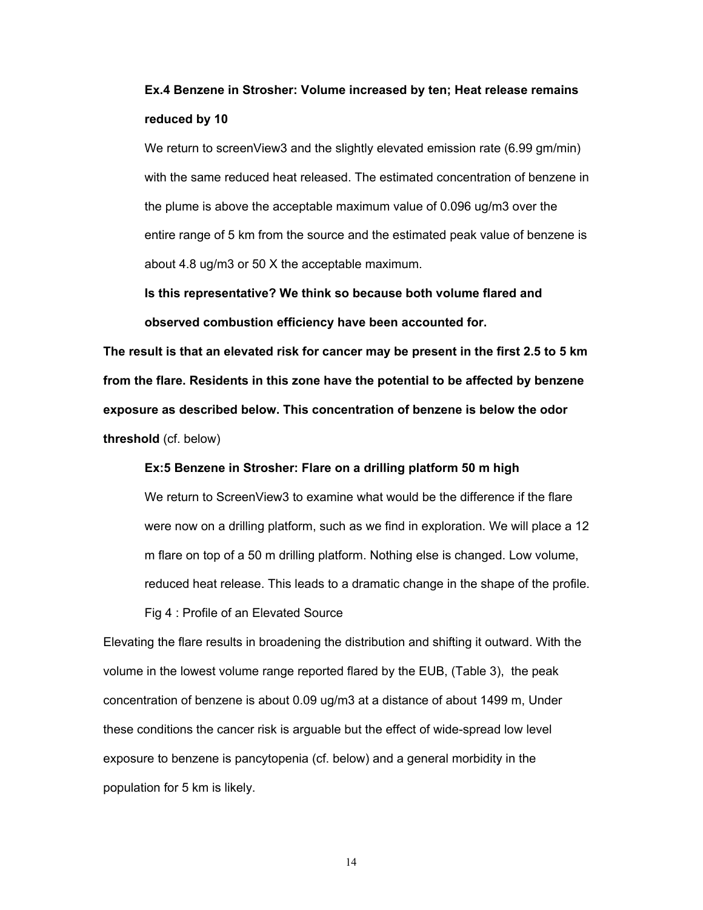**Ex.4 Benzene in Strosher: Volume increased by ten; Heat release remains reduced by 10**

We return to screenView3 and the slightly elevated emission rate (6.99 gm/min) with the same reduced heat released. The estimated concentration of benzene in the plume is above the acceptable maximum value of 0.096 ug/m3 over the entire range of 5 km from the source and the estimated peak value of benzene is about 4.8 ug/m3 or 50 X the acceptable maximum.

**Is this representative? We think so because both volume flared and observed combustion efficiency have been accounted for.**

**The result is that an elevated risk for cancer may be present in the first 2.5 to 5 km from the flare. Residents in this zone have the potential to be affected by benzene exposure as described below. This concentration of benzene is below the odor threshold** (cf. below)

**Ex:5 Benzene in Strosher: Flare on a drilling platform 50 m high**

We return to ScreenView3 to examine what would be the difference if the flare were now on a drilling platform, such as we find in exploration. We will place a 12 m flare on top of a 50 m drilling platform. Nothing else is changed. Low volume, reduced heat release. This leads to a dramatic change in the shape of the profile.

Fig 4 : Profile of an Elevated Source

Elevating the flare results in broadening the distribution and shifting it outward. With the volume in the lowest volume range reported flared by the EUB, (Table 3), the peak concentration of benzene is about 0.09 ug/m3 at a distance of about 1499 m, Under these conditions the cancer risk is arguable but the effect of wide-spread low level exposure to benzene is pancytopenia (cf. below) and a general morbidity in the population for 5 km is likely.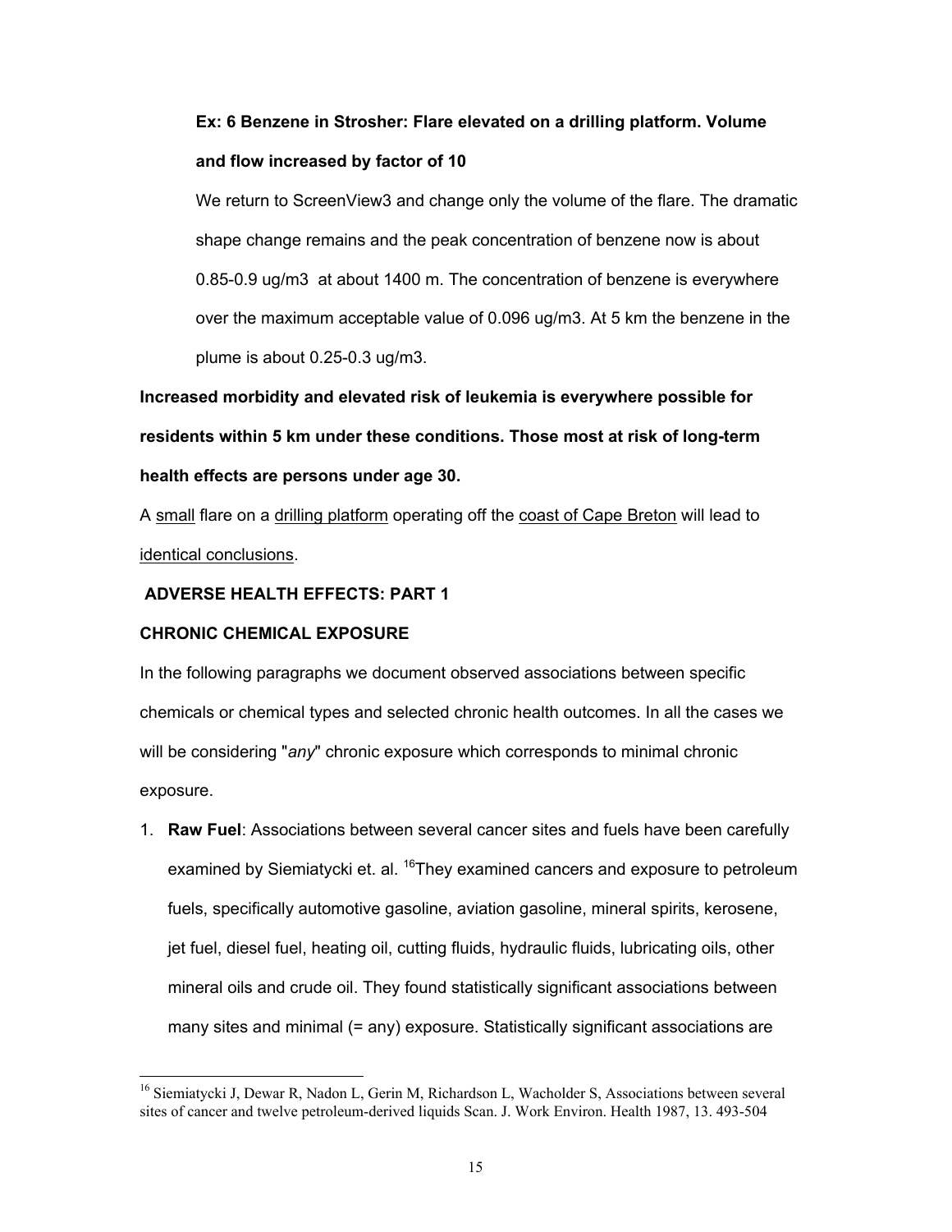**Ex: 6 Benzene in Strosher: Flare elevated on a drilling platform. Volume and flow increased by factor of 10**

We return to ScreenView3 and change only the volume of the flare. The dramatic shape change remains and the peak concentration of benzene now is about 0.85-0.9 ug/m3 at about 1400 m. The concentration of benzene is everywhere over the maximum acceptable value of 0.096 ug/m3. At 5 km the benzene in the plume is about 0.25-0.3 ug/m3.

**Increased morbidity and elevated risk of leukemia is everywhere possible for residents within 5 km under these conditions. Those most at risk of long-term health effects are persons under age 30.**

A <u>small</u> flare on a <u>drilling platform</u> operating off the <u>coast of Cape Breton</u> will lead to <u>identical conclusions</u>.

**ADVERSE HEALTH EFFECTS: PART 1**

**CHRONIC CHEMICAL EXPOSURE**

In the following paragraphs we document observed associations between specific chemicals or chemical types and selected chronic health outcomes. In all the cases we will be considering "*any*" chronic exposure which corresponds to minimal chronic exposure.

1. **Raw Fuel**: Associations between several cancer sites and fuels have been carefully examined by Siemiatycki et. al. [16]They examined cancers and exposure to petroleum fuels, specifically automotive gasoline, aviation gasoline, mineral spirits, kerosene, jet fuel, diesel fuel, heating oil, cutting fluids, hydraulic fluids, lubricating oils, other mineral oils and crude oil. They found statistically significant associations between many sites and minimal (= any) exposure. Statistically significant associations are

[16] Siemiatycki J, Dewar R, Nadon L, Gerin M, Richardson L, Wacholder S, Associations between several sites of cancer and twelve petroleum-derived liquids Scan. J. Work Environ. Health 1987, 13. 493-504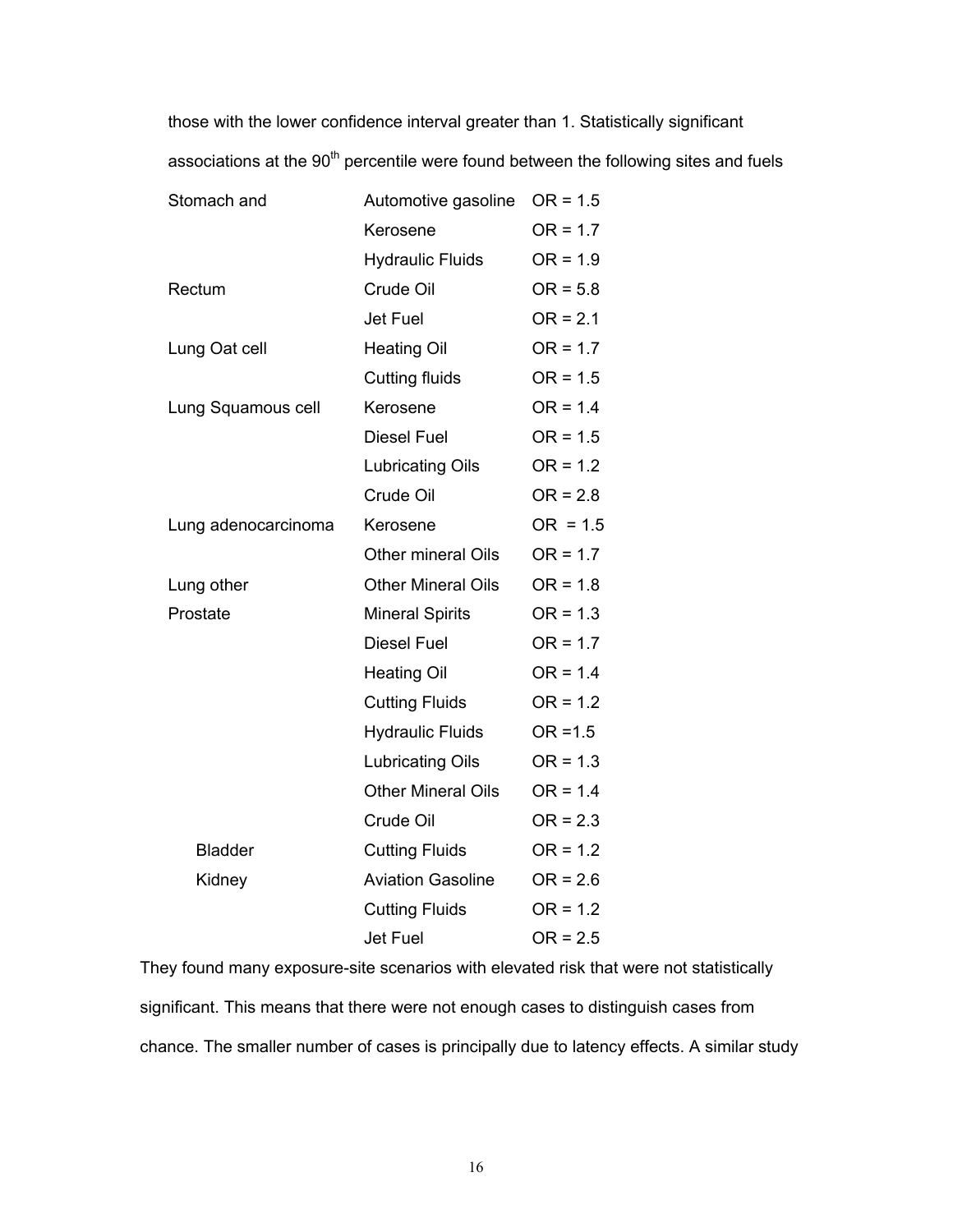those with the lower confidence interval greater than 1. Statistically significant associations at the 90th percentile were found between the following sites and fuels

| | | |
|---|---|---|
| Stomach and | Automotive gasoline | OR = 1.5 |
| | Kerosene | OR = 1.7 |
| | Hydraulic Fluids | OR = 1.9 |
| Rectum | Crude Oil | OR = 5.8 |
| | Jet Fuel | OR = 2.1 |
| Lung Oat cell | Heating Oil | OR = 1.7 |
| | Cutting fluids | OR = 1.5 |
| Lung Squamous cell | Kerosene | OR = 1.4 |
| | Diesel Fuel | OR = 1.5 |
| | Lubricating Oils | OR = 1.2 |
| | Crude Oil | OR = 2.8 |
| Lung adenocarcinoma | Kerosene | OR = 1.5 |
| | Other mineral Oils | OR = 1.7 |
| Lung other | Other Mineral Oils | OR = 1.8 |
| Prostate | Mineral Spirits | OR = 1.3 |
| | Diesel Fuel | OR = 1.7 |
| | Heating Oil | OR = 1.4 |
| | Cutting Fluids | OR = 1.2 |
| | Hydraulic Fluids | OR =1.5 |
| | Lubricating Oils | OR = 1.3 |
| | Other Mineral Oils | OR = 1.4 |
| | Crude Oil | OR = 2.3 |
| Bladder | Cutting Fluids | OR = 1.2 |
| Kidney | Aviation Gasoline | OR = 2.6 |
| | Cutting Fluids | OR = 1.2 |
| | Jet Fuel | OR = 2.5 |

They found many exposure-site scenarios with elevated risk that were not statistically significant. This means that there were not enough cases to distinguish cases from chance. The smaller number of cases is principally due to latency effects. A similar study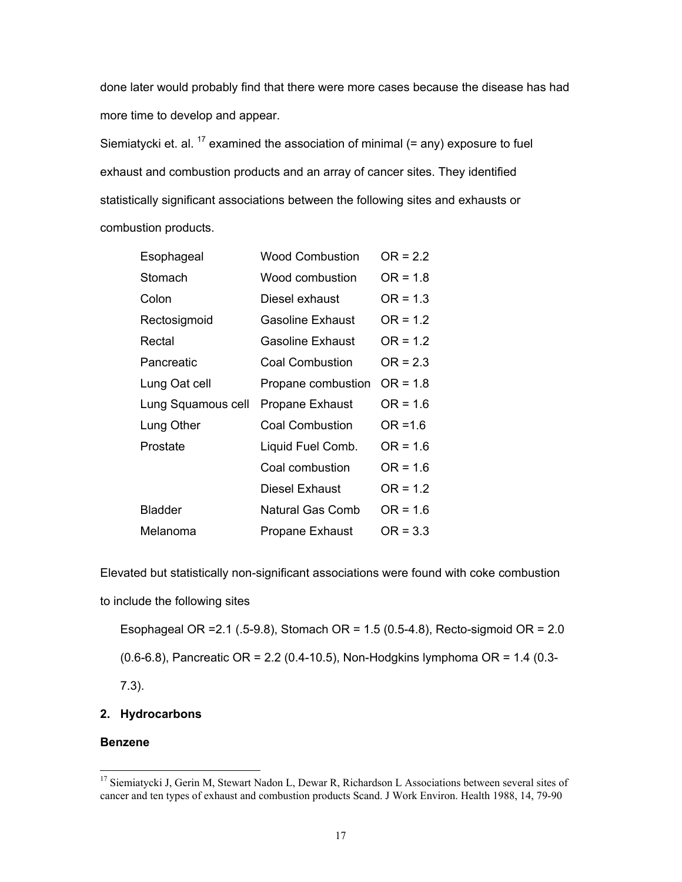done later would probably find that there were more cases because the disease has had more time to develop and appear.

Siemiatycki et. al. [17] examined the association of minimal (= any) exposure to fuel exhaust and combustion products and an array of cancer sites. They identified statistically significant associations between the following sites and exhausts or combustion products.

| | | |
|---|---|---|
| Esophageal | Wood Combustion | OR = 2.2 |
| Stomach | Wood combustion | OR = 1.8 |
| Colon | Diesel exhaust | OR = 1.3 |
| Rectosigmoid | Gasoline Exhaust | OR = 1.2 |
| Rectal | Gasoline Exhaust | OR = 1.2 |
| Pancreatic | Coal Combustion | OR = 2.3 |
| Lung Oat cell | Propane combustion | OR = 1.8 |
| Lung Squamous cell | Propane Exhaust | OR = 1.6 |
| Lung Other | Coal Combustion | OR =1.6 |
| Prostate | Liquid Fuel Comb. | OR = 1.6 |
| | Coal combustion | OR = 1.6 |
| | Diesel Exhaust | OR = 1.2 |
| Bladder | Natural Gas Comb | OR = 1.6 |
| Melanoma | Propane Exhaust | OR = 3.3 |

Elevated but statistically non-significant associations were found with coke combustion to include the following sites

Esophageal OR =2.1 (.5-9.8), Stomach OR = 1.5 (0.5-4.8), Recto-sigmoid OR = 2.0 (0.6-6.8), Pancreatic OR = 2.2 (0.4-10.5), Non-Hodgkins lymphoma OR = 1.4 (0.3-7.3).

**2. Hydrocarbons**

**Benzene**

[17] Siemiatycki J, Gerin M, Stewart Nadon L, Dewar R, Richardson L Associations between several sites of cancer and ten types of exhaust and combustion products Scand. J Work Environ. Health 1988, 14, 79-90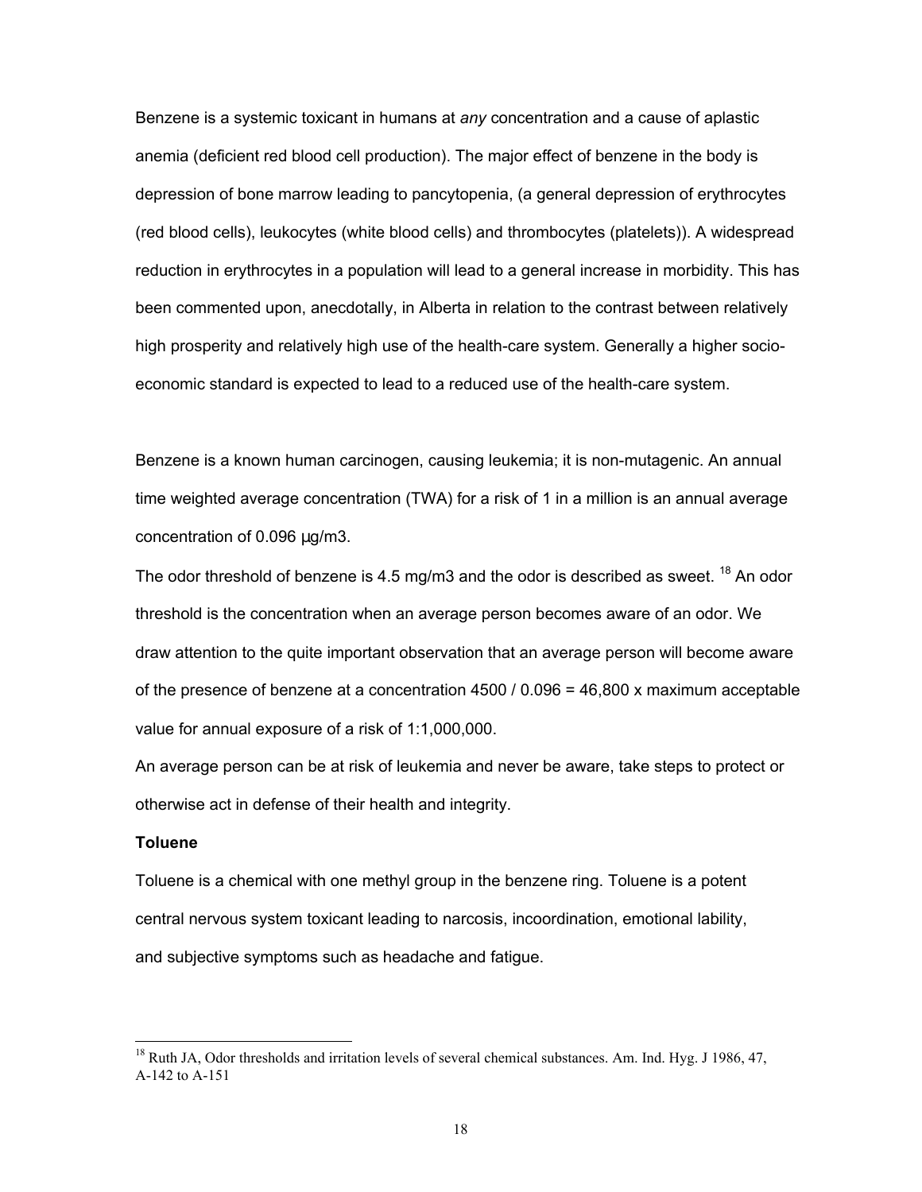Benzene is a systemic toxicant in humans at *any* concentration and a cause of aplastic anemia (deficient red blood cell production). The major effect of benzene in the body is depression of bone marrow leading to pancytopenia, (a general depression of erythrocytes (red blood cells), leukocytes (white blood cells) and thrombocytes (platelets)). A widespread reduction in erythrocytes in a population will lead to a general increase in morbidity. This has been commented upon, anecdotally, in Alberta in relation to the contrast between relatively high prosperity and relatively high use of the health-care system. Generally a higher socio-economic standard is expected to lead to a reduced use of the health-care system.

Benzene is a known human carcinogen, causing leukemia; it is non-mutagenic. An annual time weighted average concentration (TWA) for a risk of 1 in a million is an annual average concentration of 0.096 µg/m3.

The odor threshold of benzene is 4.5 mg/m3 and the odor is described as sweet. [18] An odor threshold is the concentration when an average person becomes aware of an odor. We draw attention to the quite important observation that an average person will become aware of the presence of benzene at a concentration 4500 / 0.096 = 46,800 x maximum acceptable value for annual exposure of a risk of 1:1,000,000.

An average person can be at risk of leukemia and never be aware, take steps to protect or otherwise act in defense of their health and integrity.

**Toluene**

Toluene is a chemical with one methyl group in the benzene ring. Toluene is a potent central nervous system toxicant leading to narcosis, incoordination, emotional lability, and subjective symptoms such as headache and fatigue.

[18] Ruth JA, Odor thresholds and irritation levels of several chemical substances. Am. Ind. Hyg. J 1986, 47, A-142 to A-151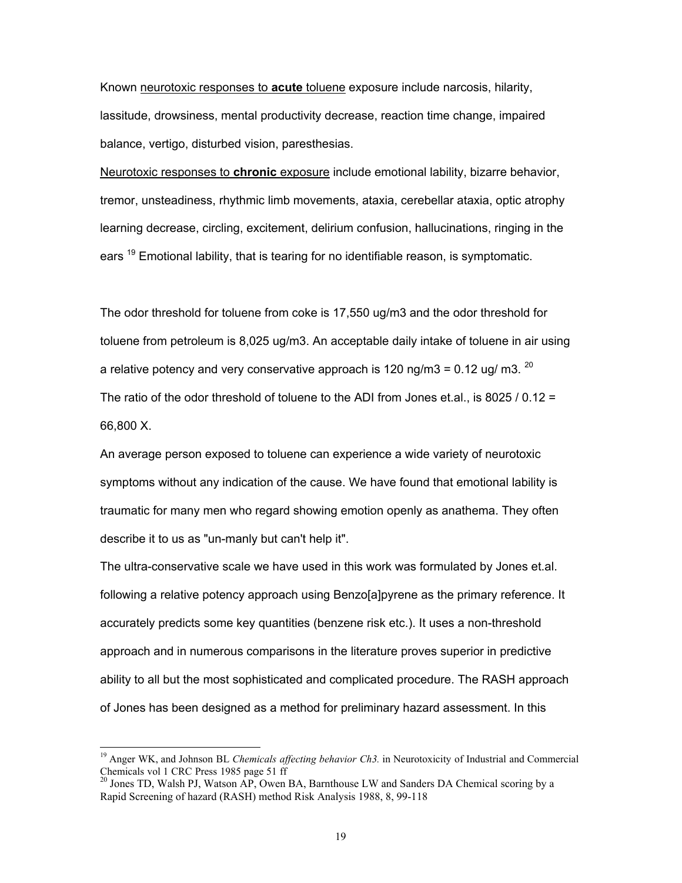Known neurotoxic responses to **acute** toluene exposure include narcosis, hilarity, lassitude, drowsiness, mental productivity decrease, reaction time change, impaired balance, vertigo, disturbed vision, paresthesias.

Neurotoxic responses to **chronic** exposure include emotional lability, bizarre behavior, tremor, unsteadiness, rhythmic limb movements, ataxia, cerebellar ataxia, optic atrophy learning decrease, circling, excitement, delirium confusion, hallucinations, ringing in the ears [19] Emotional lability, that is tearing for no identifiable reason, is symptomatic.

The odor threshold for toluene from coke is 17,550 ug/m3 and the odor threshold for toluene from petroleum is 8,025 ug/m3. An acceptable daily intake of toluene in air using a relative potency and very conservative approach is 120 ng/m3 = 0.12 ug/ m3. [20]
The ratio of the odor threshold of toluene to the ADI from Jones et.al., is 8025 / 0.12 = 66,800 X.

An average person exposed to toluene can experience a wide variety of neurotoxic symptoms without any indication of the cause. We have found that emotional lability is traumatic for many men who regard showing emotion openly as anathema. They often describe it to us as "un-manly but can't help it".

The ultra-conservative scale we have used in this work was formulated by Jones et.al. following a relative potency approach using Benzo[a]pyrene as the primary reference. It accurately predicts some key quantities (benzene risk etc.). It uses a non-threshold approach and in numerous comparisons in the literature proves superior in predictive ability to all but the most sophisticated and complicated procedure. The RASH approach of Jones has been designed as a method for preliminary hazard assessment. In this

---

[19] Anger WK, and Johnson BL *Chemicals affecting behavior Ch3.* in Neurotoxicity of Industrial and Commercial Chemicals vol 1 CRC Press 1985 page 51 ff

[20] Jones TD, Walsh PJ, Watson AP, Owen BA, Barnthouse LW and Sanders DA Chemical scoring by a Rapid Screening of hazard (RASH) method Risk Analysis 1988, 8, 99-118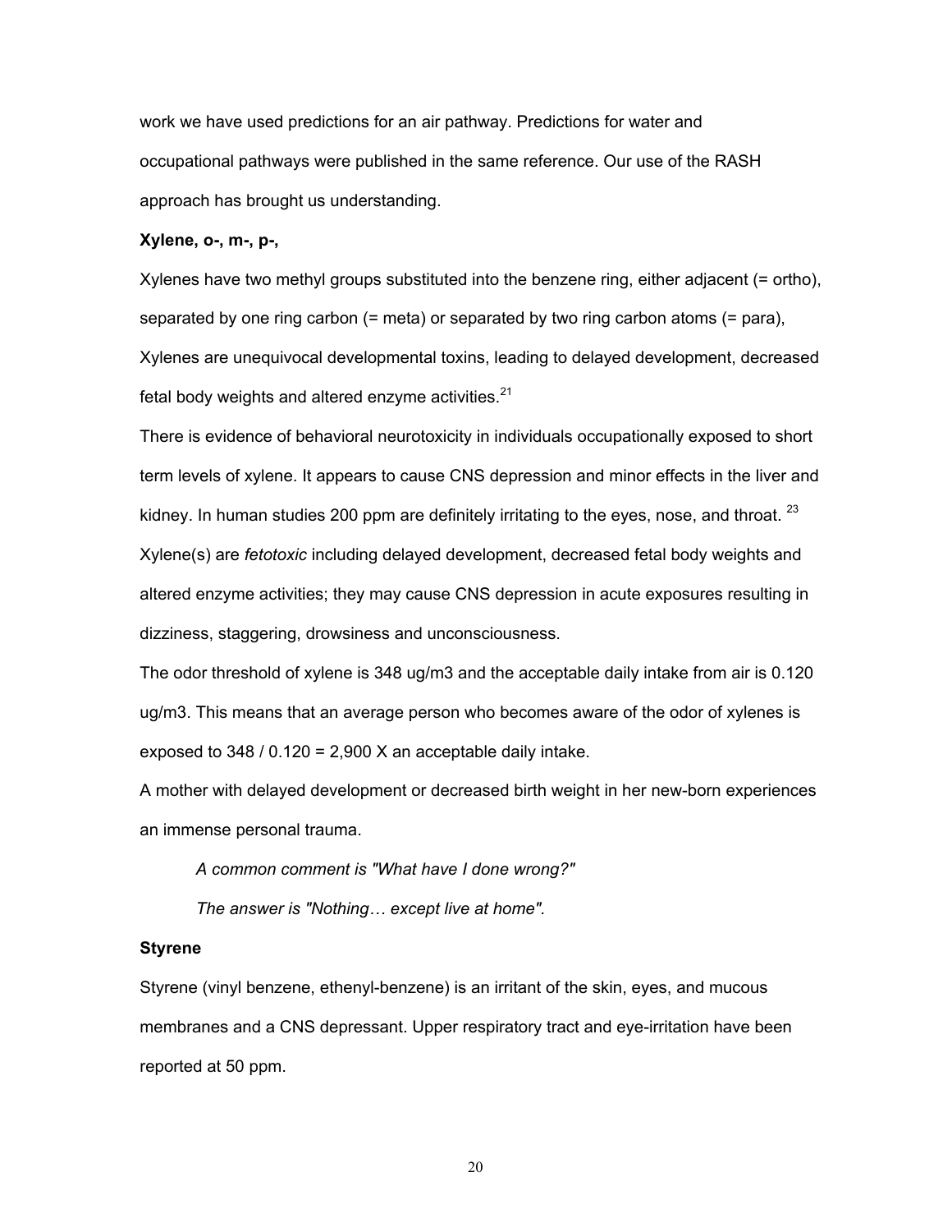work we have used predictions for an air pathway. Predictions for water and occupational pathways were published in the same reference. Our use of the RASH approach has brought us understanding.

**Xylene, o-, m-, p-,**

Xylenes have two methyl groups substituted into the benzene ring, either adjacent (= ortho), separated by one ring carbon (= meta) or separated by two ring carbon atoms (= para), Xylenes are unequivocal developmental toxins, leading to delayed development, decreased fetal body weights and altered enzyme activities.[21]

There is evidence of behavioral neurotoxicity in individuals occupationally exposed to short term levels of xylene. It appears to cause CNS depression and minor effects in the liver and kidney. In human studies 200 ppm are definitely irritating to the eyes, nose, and throat. [23]

Xylene(s) are *fetotoxic* including delayed development, decreased fetal body weights and altered enzyme activities; they may cause CNS depression in acute exposures resulting in dizziness, staggering, drowsiness and unconsciousness.

The odor threshold of xylene is 348 ug/m3 and the acceptable daily intake from air is 0.120 ug/m3. This means that an average person who becomes aware of the odor of xylenes is exposed to 348 / 0.120 = 2,900 X an acceptable daily intake.

A mother with delayed development or decreased birth weight in her new-born experiences an immense personal trauma.

> *A common comment is "What have I done wrong?"*
>
> *The answer is "Nothing… except live at home".*

**Styrene**

Styrene (vinyl benzene, ethenyl-benzene) is an irritant of the skin, eyes, and mucous membranes and a CNS depressant. Upper respiratory tract and eye-irritation have been reported at 50 ppm.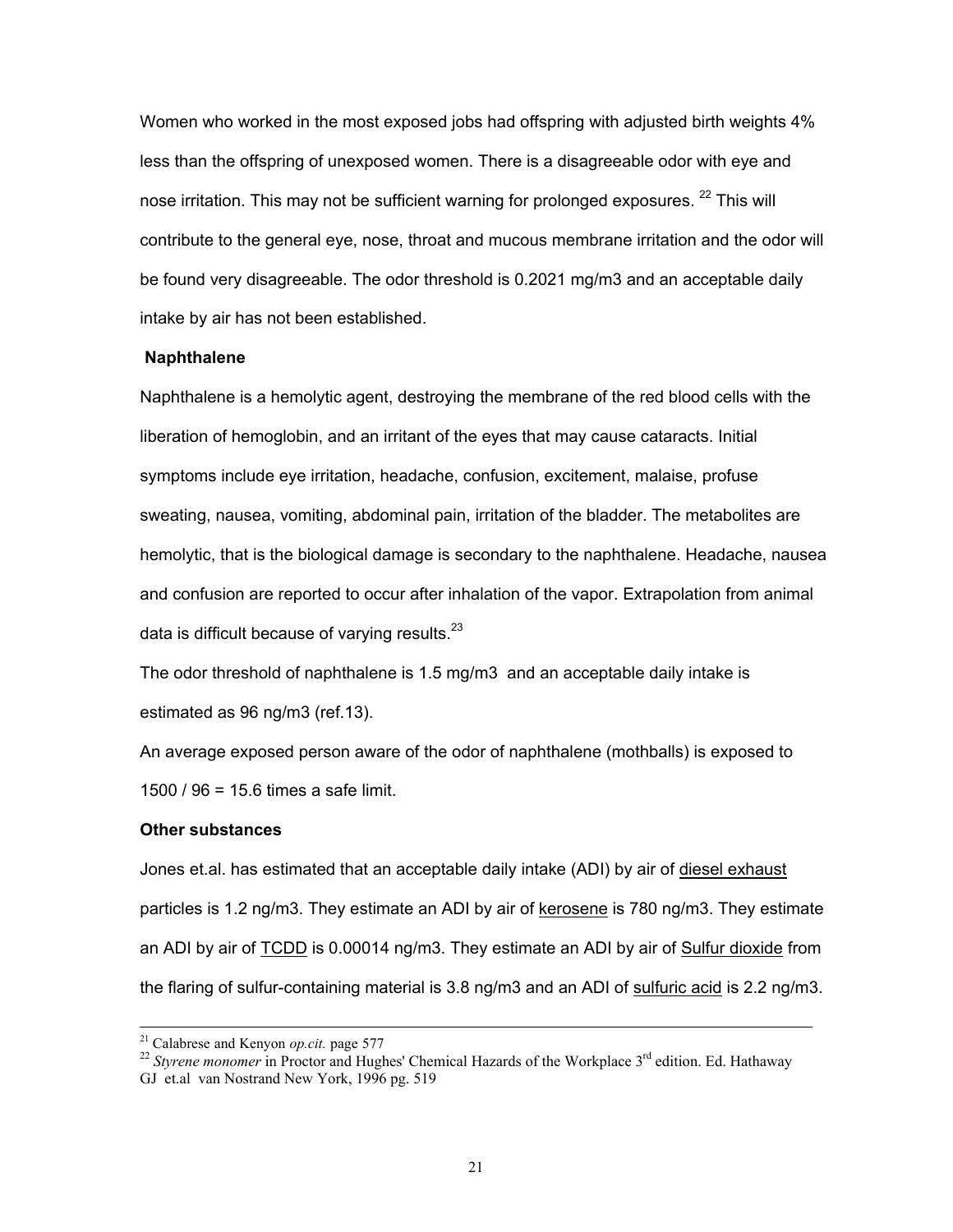Women who worked in the most exposed jobs had offspring with adjusted birth weights 4% less than the offspring of unexposed women. There is a disagreeable odor with eye and nose irritation. This may not be sufficient warning for prolonged exposures. [22] This will contribute to the general eye, nose, throat and mucous membrane irritation and the odor will be found very disagreeable. The odor threshold is 0.2021 mg/m3 and an acceptable daily intake by air has not been established.

**Naphthalene**

Naphthalene is a hemolytic agent, destroying the membrane of the red blood cells with the liberation of hemoglobin, and an irritant of the eyes that may cause cataracts. Initial symptoms include eye irritation, headache, confusion, excitement, malaise, profuse sweating, nausea, vomiting, abdominal pain, irritation of the bladder. The metabolites are hemolytic, that is the biological damage is secondary to the naphthalene. Headache, nausea and confusion are reported to occur after inhalation of the vapor. Extrapolation from animal data is difficult because of varying results.[23]

The odor threshold of naphthalene is 1.5 mg/m3 and an acceptable daily intake is estimated as 96 ng/m3 (ref.13).

An average exposed person aware of the odor of naphthalene (mothballs) is exposed to 1500 / 96 = 15.6 times a safe limit.

**Other substances**

Jones et.al. has estimated that an acceptable daily intake (ADI) by air of diesel exhaust particles is 1.2 ng/m3. They estimate an ADI by air of kerosene is 780 ng/m3. They estimate an ADI by air of TCDD is 0.00014 ng/m3. They estimate an ADI by air of Sulfur dioxide from the flaring of sulfur-containing material is 3.8 ng/m3 and an ADI of sulfuric acid is 2.2 ng/m3.

---

[21] Calabrese and Kenyon *op.cit.* page 577

[22] *Styrene monomer* in Proctor and Hughes' Chemical Hazards of the Workplace 3rd edition. Ed. Hathaway GJ et.al van Nostrand New York, 1996 pg. 519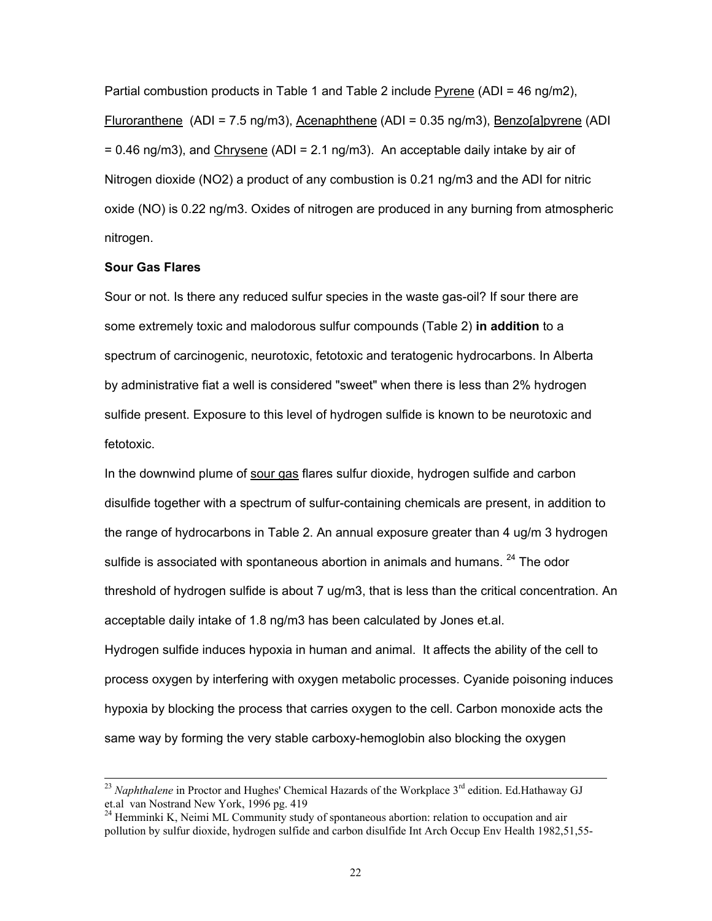Partial combustion products in Table 1 and Table 2 include Pyrene (ADI = 46 ng/m2), Fluroranthene (ADI = 7.5 ng/m3), Acenaphthene (ADI = 0.35 ng/m3), Benzo[a]pyrene (ADI = 0.46 ng/m3), and Chrysene (ADI = 2.1 ng/m3). An acceptable daily intake by air of Nitrogen dioxide (NO2) a product of any combustion is 0.21 ng/m3 and the ADI for nitric oxide (NO) is 0.22 ng/m3. Oxides of nitrogen are produced in any burning from atmospheric nitrogen.

**Sour Gas Flares**

Sour or not. Is there any reduced sulfur species in the waste gas-oil? If sour there are some extremely toxic and malodorous sulfur compounds (Table 2) **in addition** to a spectrum of carcinogenic, neurotoxic, fetotoxic and teratogenic hydrocarbons. In Alberta by administrative fiat a well is considered "sweet" when there is less than 2% hydrogen sulfide present. Exposure to this level of hydrogen sulfide is known to be neurotoxic and fetotoxic.

In the downwind plume of sour gas flares sulfur dioxide, hydrogen sulfide and carbon disulfide together with a spectrum of sulfur-containing chemicals are present, in addition to the range of hydrocarbons in Table 2. An annual exposure greater than 4 ug/m 3 hydrogen sulfide is associated with spontaneous abortion in animals and humans. [24] The odor threshold of hydrogen sulfide is about 7 ug/m3, that is less than the critical concentration. An acceptable daily intake of 1.8 ng/m3 has been calculated by Jones et.al.

Hydrogen sulfide induces hypoxia in human and animal. It affects the ability of the cell to process oxygen by interfering with oxygen metabolic processes. Cyanide poisoning induces hypoxia by blocking the process that carries oxygen to the cell. Carbon monoxide acts the same way by forming the very stable carboxy-hemoglobin also blocking the oxygen

---

[23] *Naphthalene* in Proctor and Hughes' Chemical Hazards of the Workplace 3rd edition. Ed.Hathaway GJ et.al van Nostrand New York, 1996 pg. 419

[24] Hemminki K, Neimi ML Community study of spontaneous abortion: relation to occupation and air pollution by sulfur dioxide, hydrogen sulfide and carbon disulfide Int Arch Occup Env Health 1982,51,55-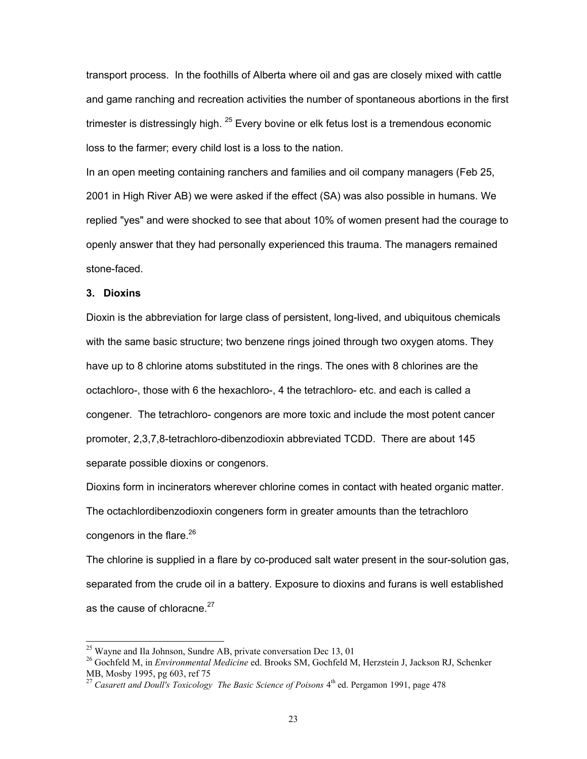transport process. In the foothills of Alberta where oil and gas are closely mixed with cattle and game ranching and recreation activities the number of spontaneous abortions in the first trimester is distressingly high. [25] Every bovine or elk fetus lost is a tremendous economic loss to the farmer; every child lost is a loss to the nation.

In an open meeting containing ranchers and families and oil company managers (Feb 25, 2001 in High River AB) we were asked if the effect (SA) was also possible in humans. We replied "yes" and were shocked to see that about 10% of women present had the courage to openly answer that they had personally experienced this trauma. The managers remained stone-faced.

**3. Dioxins**

Dioxin is the abbreviation for large class of persistent, long-lived, and ubiquitous chemicals with the same basic structure; two benzene rings joined through two oxygen atoms. They have up to 8 chlorine atoms substituted in the rings. The ones with 8 chlorines are the octachloro-, those with 6 the hexachloro-, 4 the tetrachloro- etc. and each is called a congener. The tetrachloro- congenors are more toxic and include the most potent cancer promoter, 2,3,7,8-tetrachloro-dibenzodioxin abbreviated TCDD. There are about 145 separate possible dioxins or congenors.

Dioxins form in incinerators wherever chlorine comes in contact with heated organic matter. The octachlordibenzodioxin congeners form in greater amounts than the tetrachloro congenors in the flare.[26]

The chlorine is supplied in a flare by co-produced salt water present in the sour-solution gas, separated from the crude oil in a battery. Exposure to dioxins and furans is well established as the cause of chloracne.[27]

---

[25] Wayne and Ila Johnson, Sundre AB, private conversation Dec 13, 01

[26] Gochfeld M, in *Environmental Medicine* ed. Brooks SM, Gochfeld M, Herzstein J, Jackson RJ, Schenker MB, Mosby 1995, pg 603, ref 75

[27] *Casarett and Doull's Toxicology The Basic Science of Poisons* 4th ed. Pergamon 1991, page 478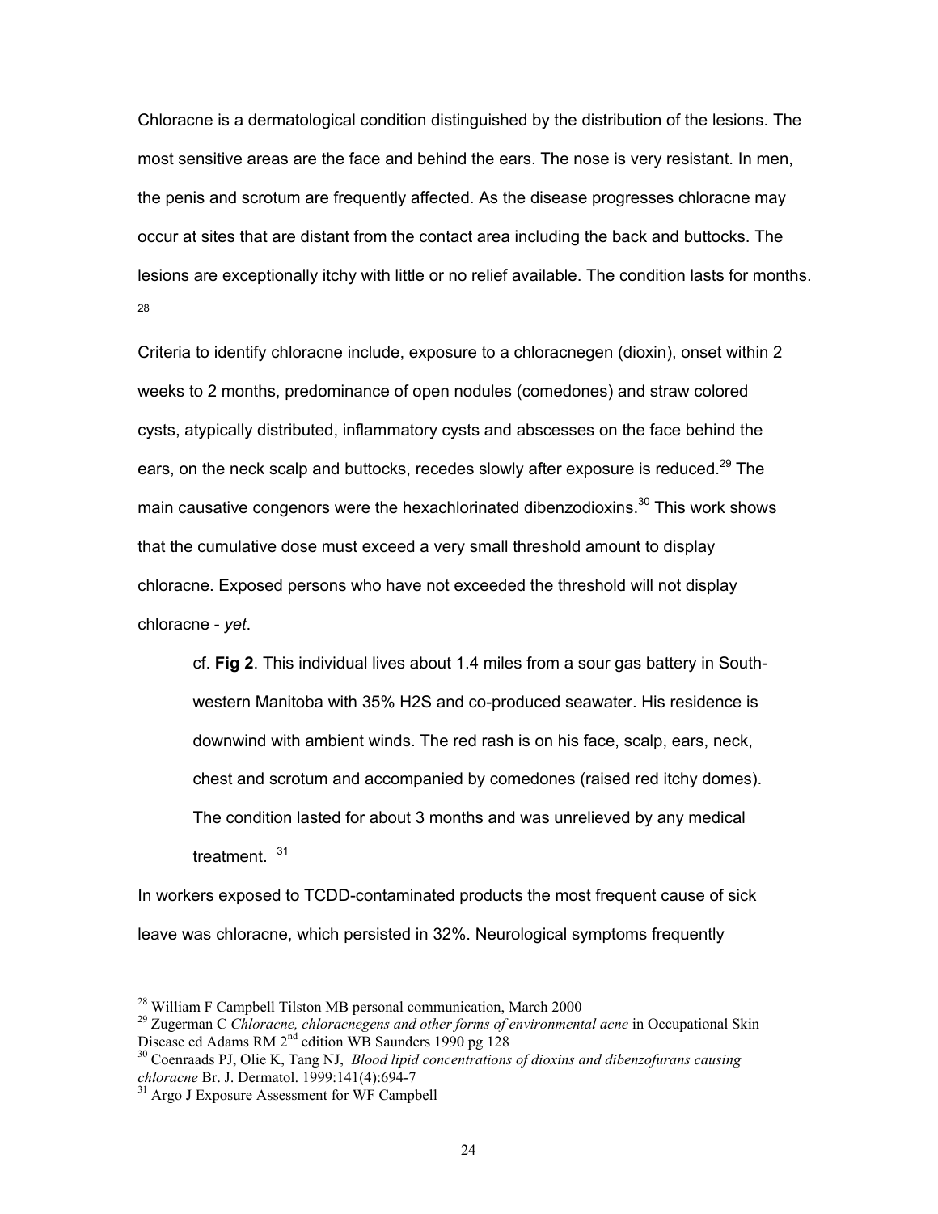Chloracne is a dermatological condition distinguished by the distribution of the lesions. The most sensitive areas are the face and behind the ears. The nose is very resistant. In men, the penis and scrotum are frequently affected. As the disease progresses chloracne may occur at sites that are distant from the contact area including the back and buttocks. The lesions are exceptionally itchy with little or no relief available. The condition lasts for months. [28]

Criteria to identify chloracne include, exposure to a chloracnegen (dioxin), onset within 2 weeks to 2 months, predominance of open nodules (comedones) and straw colored cysts, atypically distributed, inflammatory cysts and abscesses on the face behind the ears, on the neck scalp and buttocks, recedes slowly after exposure is reduced.[29] The main causative congenors were the hexachlorinated dibenzodioxins.[30] This work shows that the cumulative dose must exceed a very small threshold amount to display chloracne. Exposed persons who have not exceeded the threshold will not display chloracne - *yet*.

> cf. **Fig 2**. This individual lives about 1.4 miles from a sour gas battery in South-western Manitoba with 35% $H_2S$ and co-produced seawater. His residence is downwind with ambient winds. The red rash is on his face, scalp, ears, neck, chest and scrotum and accompanied by comedones (raised red itchy domes). The condition lasted for about 3 months and was unrelieved by any medical treatment. [31]

In workers exposed to TCDD-contaminated products the most frequent cause of sick leave was chloracne, which persisted in 32%. Neurological symptoms frequently

---

[28] William F Campbell Tilston MB personal communication, March 2000

[29] Zugerman C *Chloracne, chloracnegens and other forms of environmental acne* in Occupational Skin Disease ed Adams RM 2nd edition WB Saunders 1990 pg 128

[30] Coenraads PJ, Olie K, Tang NJ, *Blood lipid concentrations of dioxins and dibenzofurans causing chloracne* Br. J. Dermatol. 1999:141(4):694-7

[31] Argo J Exposure Assessment for WF Campbell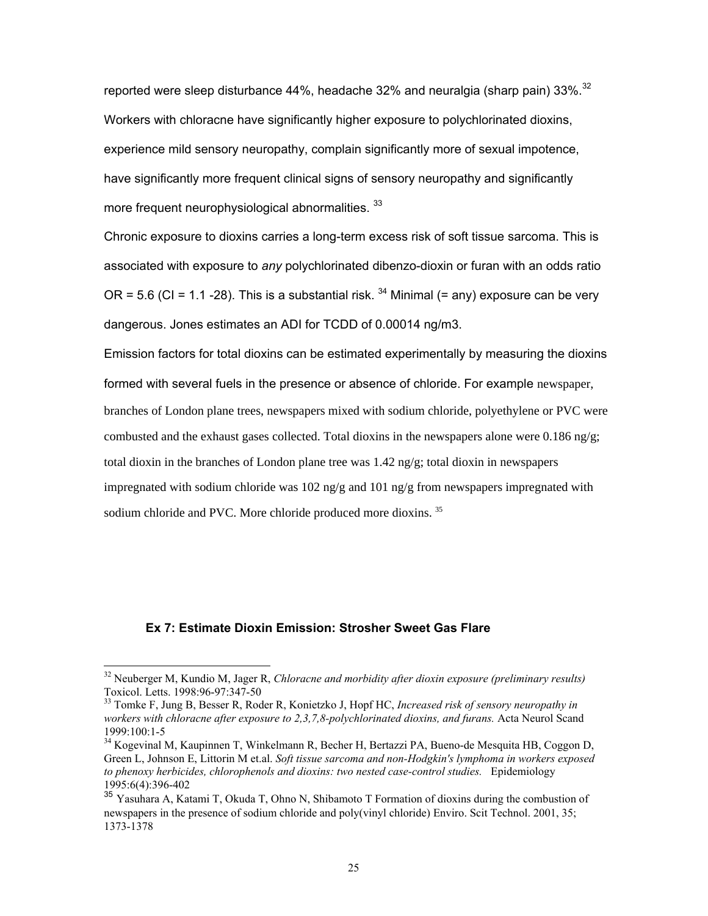reported were sleep disturbance 44%, headache 32% and neuralgia (sharp pain) 33%.[32] Workers with chloracne have significantly higher exposure to polychlorinated dioxins, experience mild sensory neuropathy, complain significantly more of sexual impotence, have significantly more frequent clinical signs of sensory neuropathy and significantly more frequent neurophysiological abnormalities. [33]

Chronic exposure to dioxins carries a long-term excess risk of soft tissue sarcoma. This is associated with exposure to *any* polychlorinated dibenzo-dioxin or furan with an odds ratio OR = 5.6 (CI = 1.1 -28). This is a substantial risk. [34] Minimal (= any) exposure can be very dangerous. Jones estimates an ADI for TCDD of 0.00014 ng/m3.

Emission factors for total dioxins can be estimated experimentally by measuring the dioxins formed with several fuels in the presence or absence of chloride. For example newspaper, branches of London plane trees, newspapers mixed with sodium chloride, polyethylene or PVC were combusted and the exhaust gases collected. Total dioxins in the newspapers alone were 0.186 ng/g; total dioxin in the branches of London plane tree was 1.42 ng/g; total dioxin in newspapers impregnated with sodium chloride was 102 ng/g and 101 ng/g from newspapers impregnated with sodium chloride and PVC. More chloride produced more dioxins. [35]

### Ex 7: Estimate Dioxin Emission: Strosher Sweet Gas Flare

---

[32] Neuberger M, Kundio M, Jager R, *Chloracne and morbidity after dioxin exposure (preliminary results)* Toxicol. Letts. 1998:96-97:347-50

[33] Tomke F, Jung B, Besser R, Roder R, Konietzko J, Hopf HC, *Increased risk of sensory neuropathy in workers with chloracne after exposure to 2,3,7,8-polychlorinated dioxins, and furans.* Acta Neurol Scand 1999:100:1-5

[34] Kogevinal M, Kaupinnen T, Winkelmann R, Becher H, Bertazzi PA, Bueno-de Mesquita HB, Coggon D, Green L, Johnson E, Littorin M et.al. *Soft tissue sarcoma and non-Hodgkin's lymphoma in workers exposed to phenoxy herbicides, chlorophenols and dioxins: two nested case-control studies.* Epidemiology 1995:6(4):396-402

[35] Yasuhara A, Katami T, Okuda T, Ohno N, Shibamoto T Formation of dioxins during the combustion of newspapers in the presence of sodium chloride and poly(vinyl chloride) Enviro. Scit Technol. 2001, 35; 1373-1378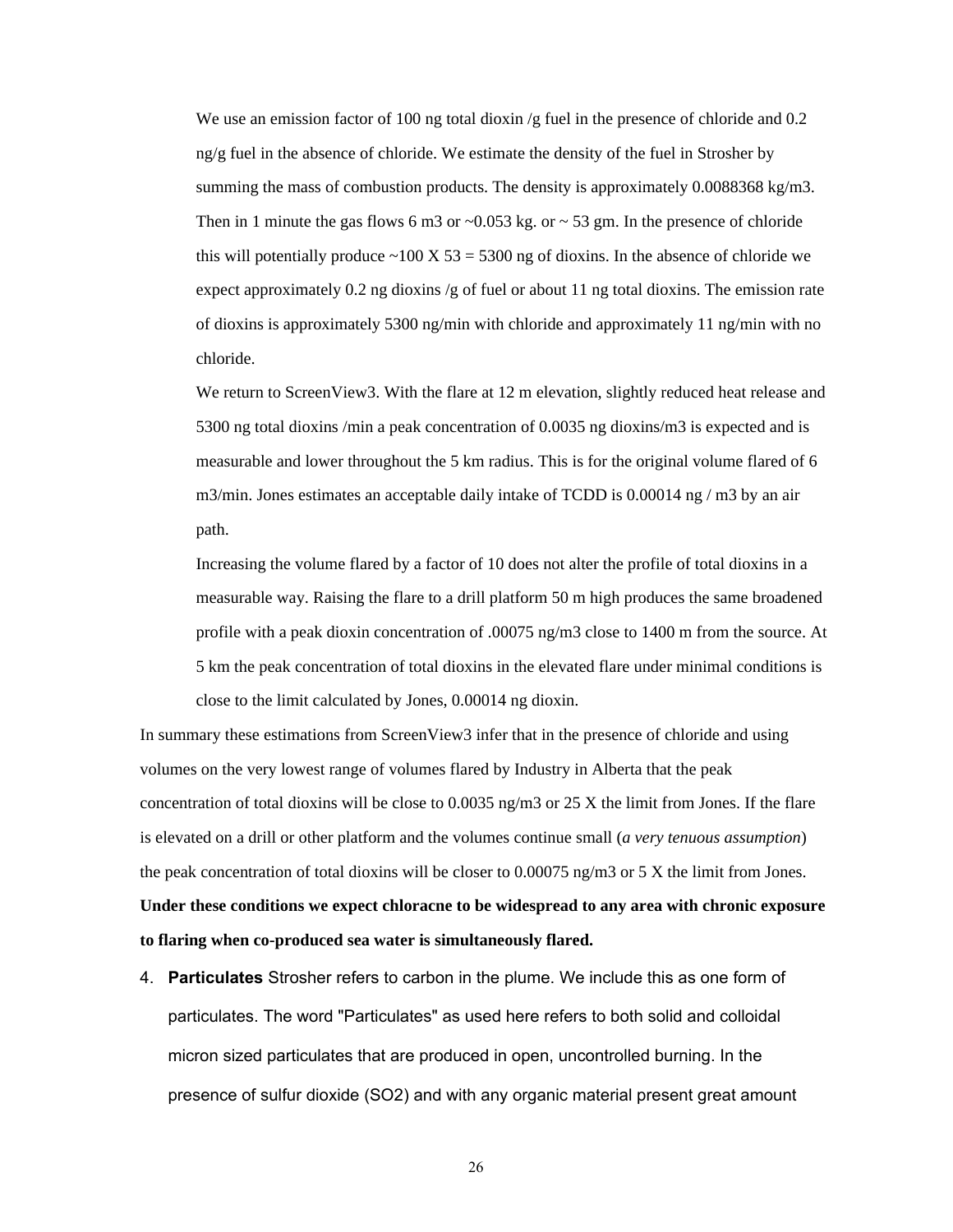We use an emission factor of 100 ng total dioxin /g fuel in the presence of chloride and 0.2 ng/g fuel in the absence of chloride. We estimate the density of the fuel in Strosher by summing the mass of combustion products. The density is approximately 0.0088368 kg/m3. Then in 1 minute the gas flows 6 m3 or ~0.053 kg. or ~ 53 gm. In the presence of chloride this will potentially produce ~100 X 53 = 5300 ng of dioxins. In the absence of chloride we expect approximately 0.2 ng dioxins /g of fuel or about 11 ng total dioxins. The emission rate of dioxins is approximately 5300 ng/min with chloride and approximately 11 ng/min with no chloride.

We return to ScreenView3. With the flare at 12 m elevation, slightly reduced heat release and 5300 ng total dioxins /min a peak concentration of 0.0035 ng dioxins/m3 is expected and is measurable and lower throughout the 5 km radius. This is for the original volume flared of 6 m3/min. Jones estimates an acceptable daily intake of TCDD is 0.00014 ng / m3 by an air path.

Increasing the volume flared by a factor of 10 does not alter the profile of total dioxins in a measurable way. Raising the flare to a drill platform 50 m high produces the same broadened profile with a peak dioxin concentration of .00075 ng/m3 close to 1400 m from the source. At 5 km the peak concentration of total dioxins in the elevated flare under minimal conditions is close to the limit calculated by Jones, 0.00014 ng dioxin.

In summary these estimations from ScreenView3 infer that in the presence of chloride and using volumes on the very lowest range of volumes flared by Industry in Alberta that the peak concentration of total dioxins will be close to 0.0035 ng/m3 or 25 X the limit from Jones. If the flare is elevated on a drill or other platform and the volumes continue small (*a very tenuous assumption*) the peak concentration of total dioxins will be closer to 0.00075 ng/m3 or 5 X the limit from Jones. **Under these conditions we expect chloracne to be widespread to any area with chronic exposure to flaring when co-produced sea water is simultaneously flared.**

4. **Particulates** Strosher refers to carbon in the plume. We include this as one form of particulates. The word "Particulates" as used here refers to both solid and colloidal micron sized particulates that are produced in open, uncontrolled burning. In the presence of sulfur dioxide ($SO_2$) and with any organic material present great amount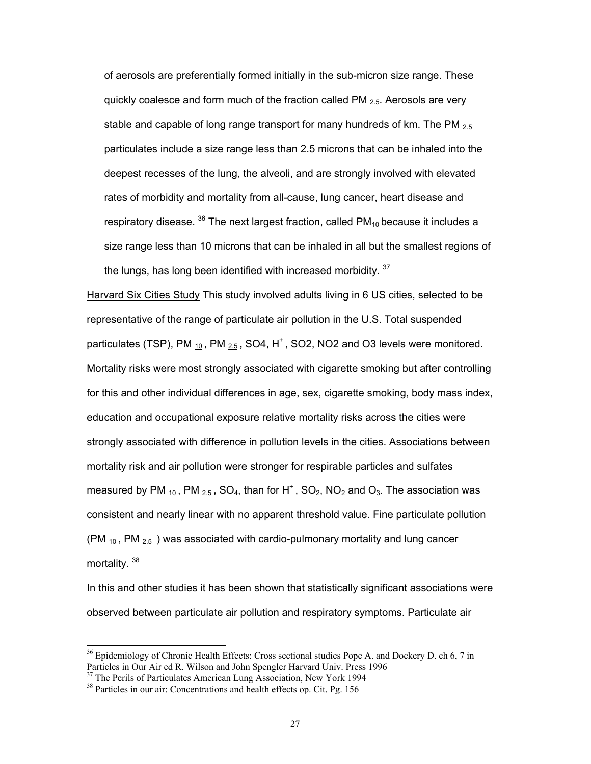of aerosols are preferentially formed initially in the sub-micron size range. These quickly coalesce and form much of the fraction called $PM_{2.5}$. Aerosols are very stable and capable of long range transport for many hundreds of km. The $PM_{2.5}$ particulates include a size range less than 2.5 microns that can be inhaled into the deepest recesses of the lung, the alveoli, and are strongly involved with elevated rates of morbidity and mortality from all-cause, lung cancer, heart disease and respiratory disease. [36] The next largest fraction, called $PM_{10}$ because it includes a size range less than 10 microns that can be inhaled in all but the smallest regions of the lungs, has long been identified with increased morbidity. [37]

Harvard Six Cities Study This study involved adults living in 6 US cities, selected to be representative of the range of particulate air pollution in the U.S. Total suspended particulates (TSP), $PM_{10}$, $PM_{2.5}$, SO4, $H^+$, SO2, NO2 and O3 levels were monitored. Mortality risks were most strongly associated with cigarette smoking but after controlling for this and other individual differences in age, sex, cigarette smoking, body mass index, education and occupational exposure relative mortality risks across the cities were strongly associated with difference in pollution levels in the cities. Associations between mortality risk and air pollution were stronger for respirable particles and sulfates measured by $PM_{10}$, $PM_{2.5}$, $SO_4$, than for $H^+$, $SO_2$, $NO_2$ and $O_3$. The association was consistent and nearly linear with no apparent threshold value. Fine particulate pollution ($PM_{10}$, $PM_{2.5}$) was associated with cardio-pulmonary mortality and lung cancer mortality. [38]

In this and other studies it has been shown that statistically significant associations were observed between particulate air pollution and respiratory symptoms. Particulate air

---

[36] Epidemiology of Chronic Health Effects: Cross sectional studies Pope A. and Dockery D. ch 6, 7 in Particles in Our Air ed R. Wilson and John Spengler Harvard Univ. Press 1996

[37] The Perils of Particulates American Lung Association, New York 1994

[38] Particles in our air: Concentrations and health effects op. Cit. Pg. 156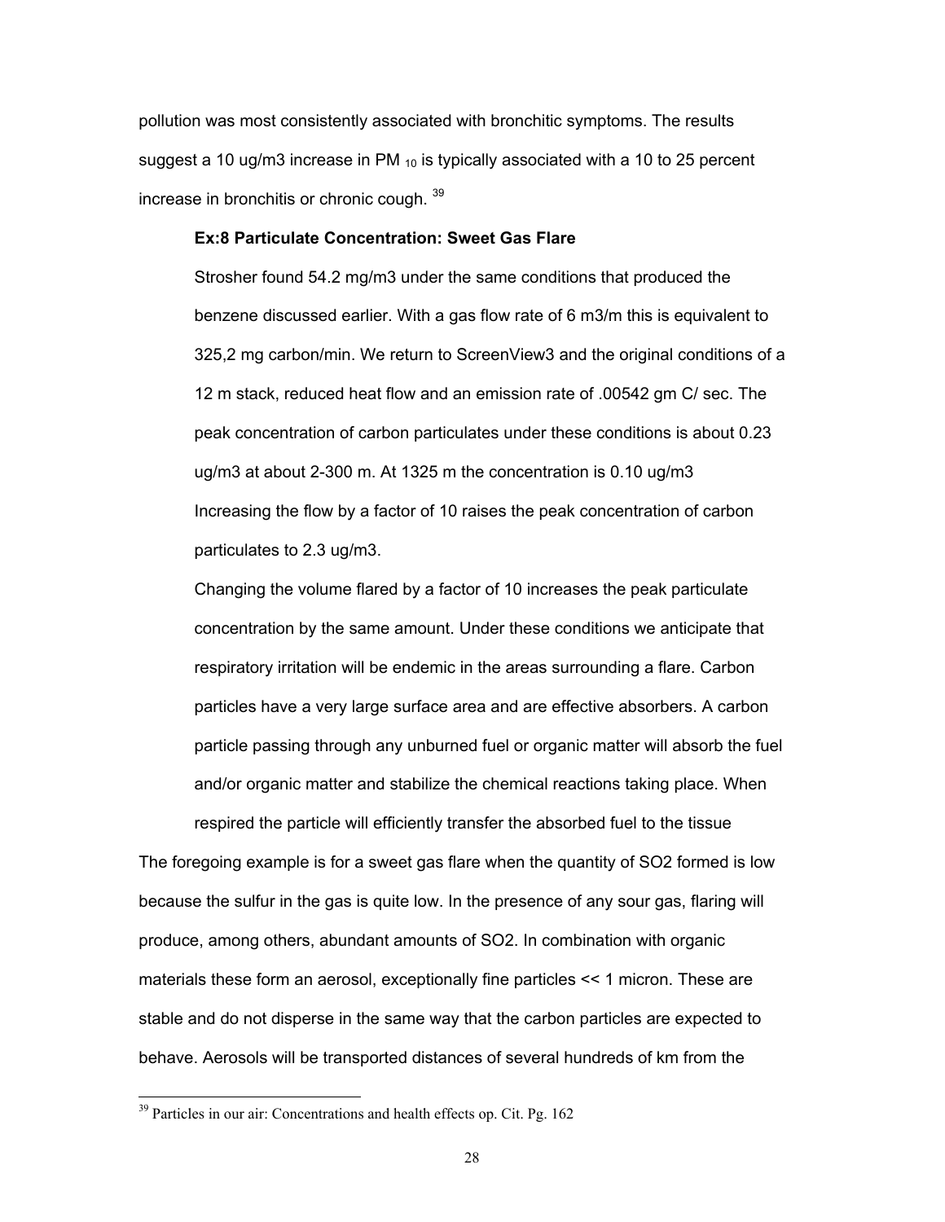pollution was most consistently associated with bronchitic symptoms. The results suggest a 10 ug/m3 increase in $PM_{10}$ is typically associated with a 10 to 25 percent increase in bronchitis or chronic cough. [39]

**Ex:8 Particulate Concentration: Sweet Gas Flare**

Strosher found 54.2 mg/m3 under the same conditions that produced the benzene discussed earlier. With a gas flow rate of 6 m3/m this is equivalent to 325,2 mg carbon/min. We return to ScreenView3 and the original conditions of a 12 m stack, reduced heat flow and an emission rate of .00542 gm C/ sec. The peak concentration of carbon particulates under these conditions is about 0.23 ug/m3 at about 2-300 m. At 1325 m the concentration is 0.10 ug/m3 Increasing the flow by a factor of 10 raises the peak concentration of carbon particulates to 2.3 ug/m3.

Changing the volume flared by a factor of 10 increases the peak particulate concentration by the same amount. Under these conditions we anticipate that respiratory irritation will be endemic in the areas surrounding a flare. Carbon particles have a very large surface area and are effective absorbers. A carbon particle passing through any unburned fuel or organic matter will absorb the fuel and/or organic matter and stabilize the chemical reactions taking place. When respired the particle will efficiently transfer the absorbed fuel to the tissue

The foregoing example is for a sweet gas flare when the quantity of $SO_2$ formed is low because the sulfur in the gas is quite low. In the presence of any sour gas, flaring will produce, among others, abundant amounts of $SO_2$. In combination with organic materials these form an aerosol, exceptionally fine particles << 1 micron. These are stable and do not disperse in the same way that the carbon particles are expected to behave. Aerosols will be transported distances of several hundreds of km from the

[39] Particles in our air: Concentrations and health effects op. Cit. Pg. 162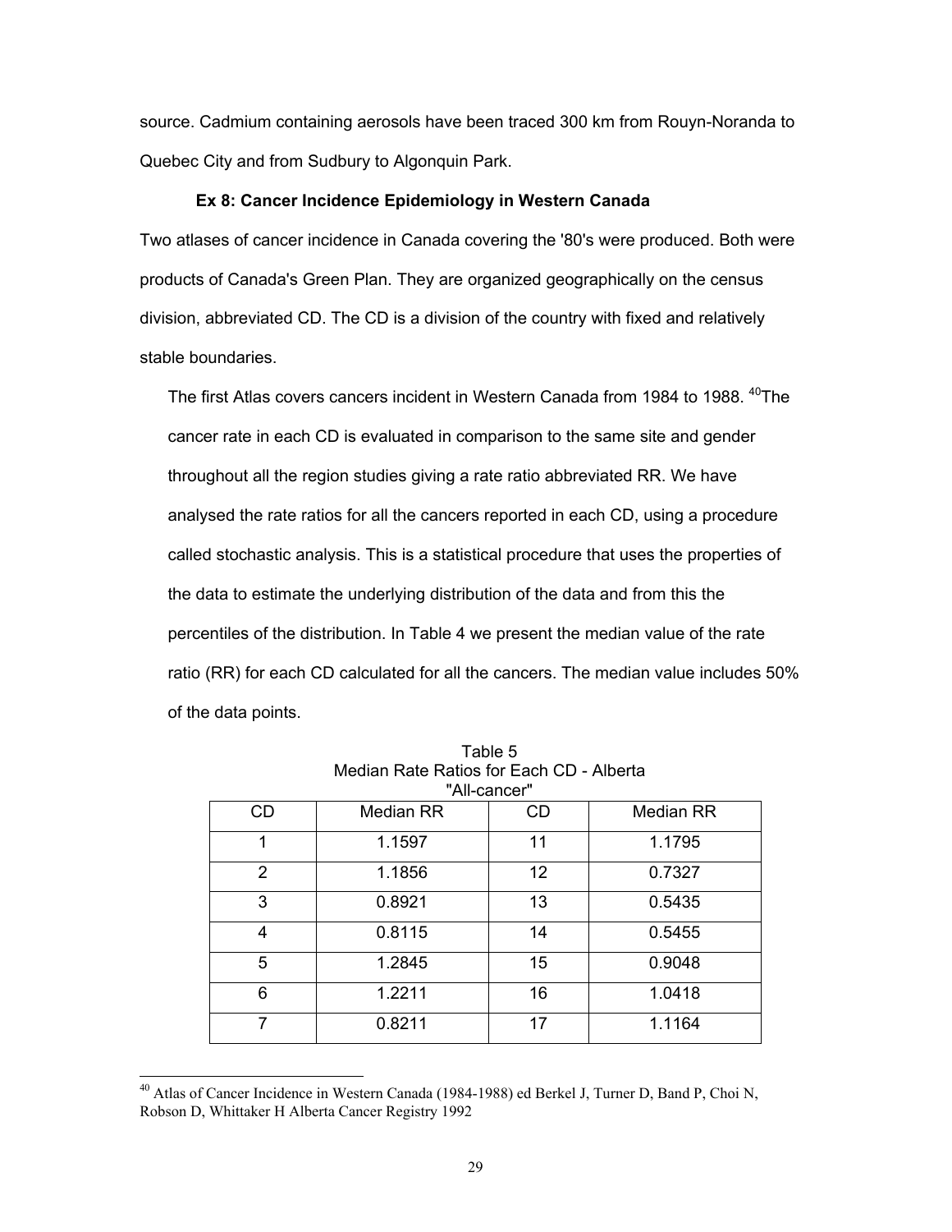source. Cadmium containing aerosols have been traced 300 km from Rouyn-Noranda to Quebec City and from Sudbury to Algonquin Park.

**Ex 8: Cancer Incidence Epidemiology in Western Canada**

Two atlases of cancer incidence in Canada covering the '80's were produced. Both were products of Canada's Green Plan. They are organized geographically on the census division, abbreviated CD. The CD is a division of the country with fixed and relatively stable boundaries.

The first Atlas covers cancers incident in Western Canada from 1984 to 1988. [40]The cancer rate in each CD is evaluated in comparison to the same site and gender throughout all the region studies giving a rate ratio abbreviated RR. We have analysed the rate ratios for all the cancers reported in each CD, using a procedure called stochastic analysis. This is a statistical procedure that uses the properties of the data to estimate the underlying distribution of the data and from this the percentiles of the distribution. In Table 4 we present the median value of the rate ratio (RR) for each CD calculated for all the cancers. The median value includes 50% of the data points.

Table 5
Median Rate Ratios for Each CD - Alberta
"All-cancer"

| CD | Median RR | CD | Median RR |
|---|---|---|---|
| 1 | 1.1597 | 11 | 1.1795 |
| 2 | 1.1856 | 12 | 0.7327 |
| 3 | 0.8921 | 13 | 0.5435 |
| 4 | 0.8115 | 14 | 0.5455 |
| 5 | 1.2845 | 15 | 0.9048 |
| 6 | 1.2211 | 16 | 1.0418 |
| 7 | 0.8211 | 17 | 1.1164 |

[40] Atlas of Cancer Incidence in Western Canada (1984-1988) ed Berkel J, Turner D, Band P, Choi N, Robson D, Whittaker H Alberta Cancer Registry 1992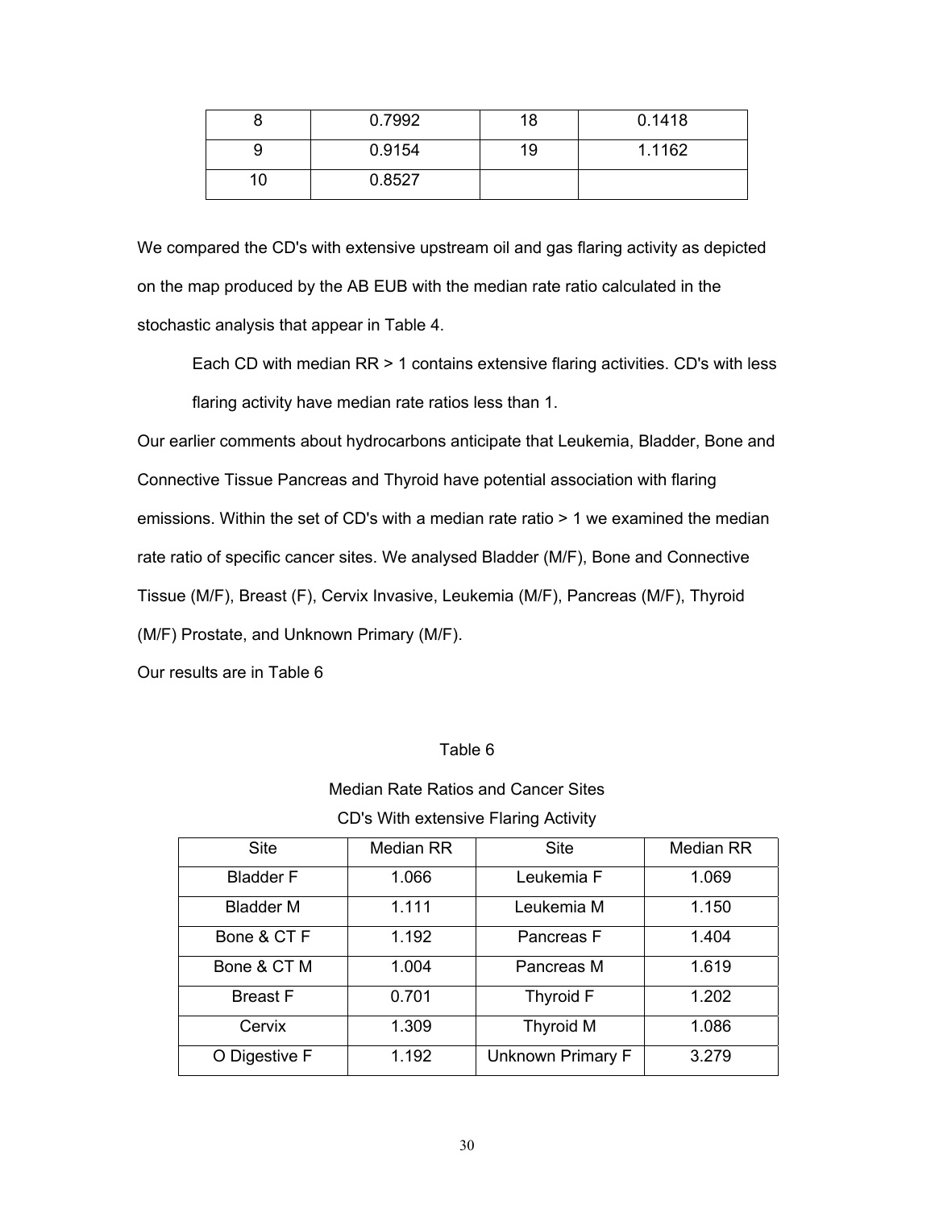| 8 | 0.7992 | 18 | 0.1418 |
|---|---|---|---|
| 9 | 0.9154 | 19 | 1.1162 |
| 10 | 0.8527 | | |

We compared the CD's with extensive upstream oil and gas flaring activity as depicted on the map produced by the AB EUB with the median rate ratio calculated in the stochastic analysis that appear in Table 4.

> Each CD with median RR > 1 contains extensive flaring activities. CD's with less flaring activity have median rate ratios less than 1.

Our earlier comments about hydrocarbons anticipate that Leukemia, Bladder, Bone and Connective Tissue Pancreas and Thyroid have potential association with flaring emissions. Within the set of CD's with a median rate ratio > 1 we examined the median rate ratio of specific cancer sites. We analysed Bladder (M/F), Bone and Connective Tissue (M/F), Breast (F), Cervix Invasive, Leukemia (M/F), Pancreas (M/F), Thyroid (M/F) Prostate, and Unknown Primary (M/F).

Our results are in Table 6

Table 6

Median Rate Ratios and Cancer Sites

CD's With extensive Flaring Activity

| Site | Median RR | Site | Median RR |
|---|---|---|---|
| Bladder F | 1.066 | Leukemia F | 1.069 |
| Bladder M | 1.111 | Leukemia M | 1.150 |
| Bone & CT F | 1.192 | Pancreas F | 1.404 |
| Bone & CT M | 1.004 | Pancreas M | 1.619 |
| Breast F | 0.701 | Thyroid F | 1.202 |
| Cervix | 1.309 | Thyroid M | 1.086 |
| O Digestive F | 1.192 | Unknown Primary F | 3.279 |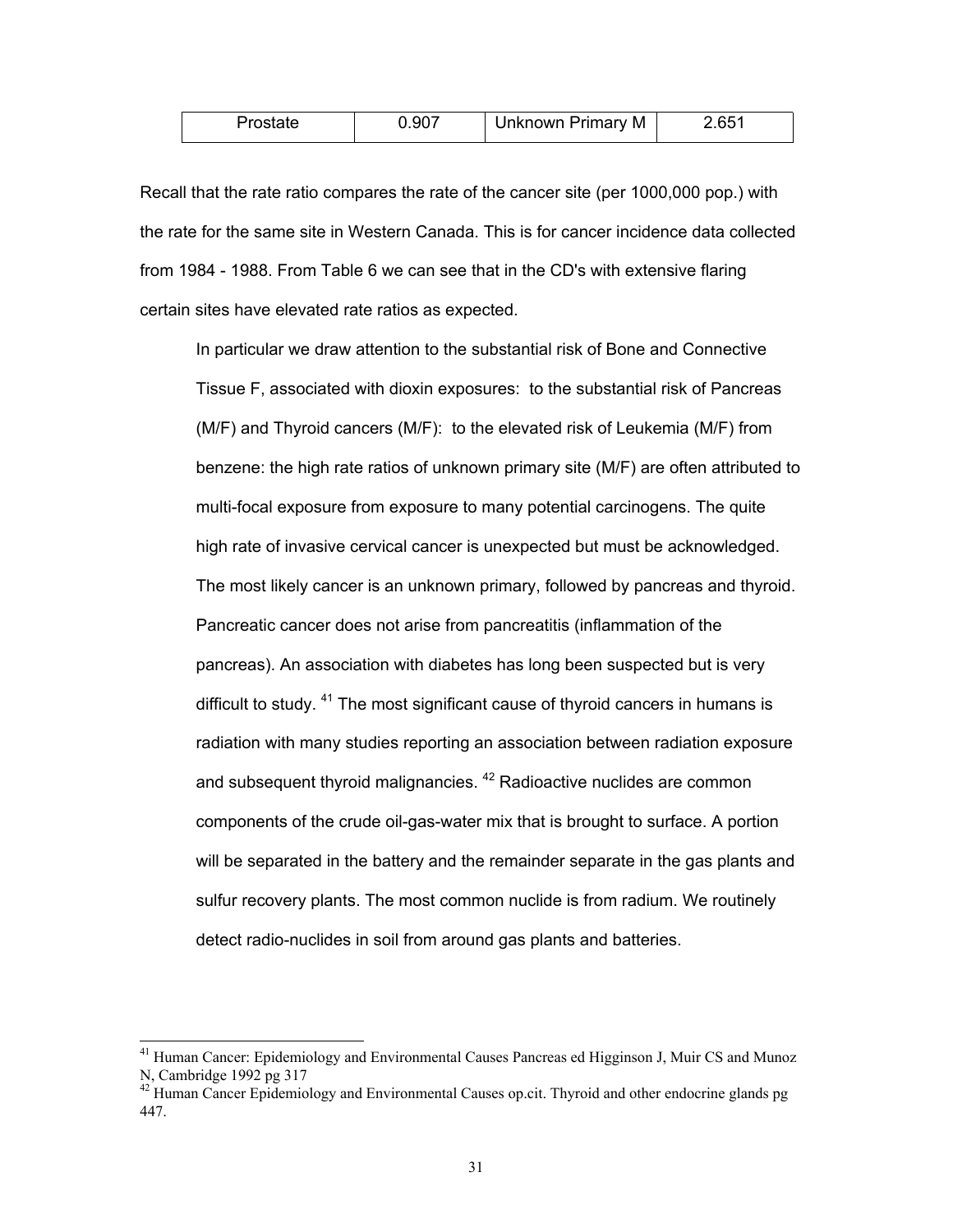| Prostate | 0.907 | Unknown Primary M | 2.651 |
|---|---|---|---|

Recall that the rate ratio compares the rate of the cancer site (per 1000,000 pop.) with the rate for the same site in Western Canada. This is for cancer incidence data collected from 1984 - 1988. From Table 6 we can see that in the CD's with extensive flaring certain sites have elevated rate ratios as expected.

> In particular we draw attention to the substantial risk of Bone and Connective Tissue F, associated with dioxin exposures: to the substantial risk of Pancreas (M/F) and Thyroid cancers (M/F): to the elevated risk of Leukemia (M/F) from benzene: the high rate ratios of unknown primary site (M/F) are often attributed to multi-focal exposure from exposure to many potential carcinogens. The quite high rate of invasive cervical cancer is unexpected but must be acknowledged. The most likely cancer is an unknown primary, followed by pancreas and thyroid. Pancreatic cancer does not arise from pancreatitis (inflammation of the pancreas). An association with diabetes has long been suspected but is very difficult to study. [41] The most significant cause of thyroid cancers in humans is radiation with many studies reporting an association between radiation exposure and subsequent thyroid malignancies. [42] Radioactive nuclides are common components of the crude oil-gas-water mix that is brought to surface. A portion will be separated in the battery and the remainder separate in the gas plants and sulfur recovery plants. The most common nuclide is from radium. We routinely detect radio-nuclides in soil from around gas plants and batteries.

---

[41] Human Cancer: Epidemiology and Environmental Causes Pancreas ed Higginson J, Muir CS and Munoz N, Cambridge 1992 pg 317

[42] Human Cancer Epidemiology and Environmental Causes op.cit. Thyroid and other endocrine glands pg 447.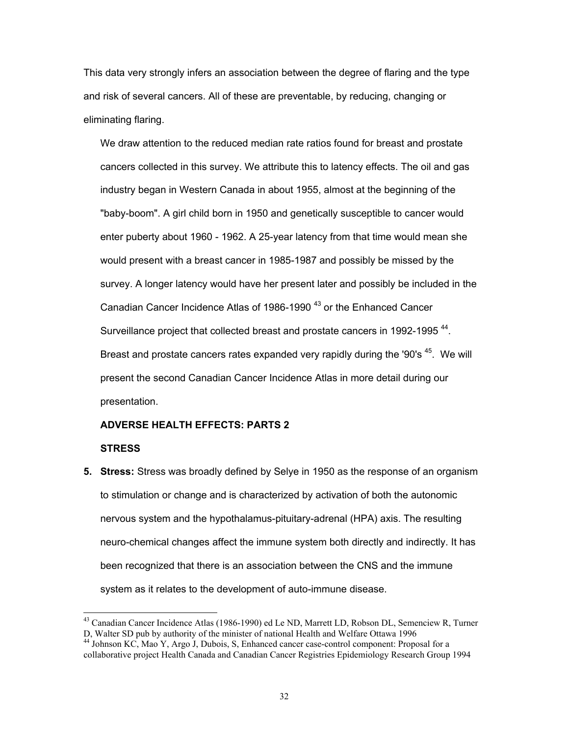This data very strongly infers an association between the degree of flaring and the type and risk of several cancers. All of these are preventable, by reducing, changing or eliminating flaring.

We draw attention to the reduced median rate ratios found for breast and prostate cancers collected in this survey. We attribute this to latency effects. The oil and gas industry began in Western Canada in about 1955, almost at the beginning of the "baby-boom". A girl child born in 1950 and genetically susceptible to cancer would enter puberty about 1960 - 1962. A 25-year latency from that time would mean she would present with a breast cancer in 1985-1987 and possibly be missed by the survey. A longer latency would have her present later and possibly be included in the Canadian Cancer Incidence Atlas of 1986-1990 [43] or the Enhanced Cancer Surveillance project that collected breast and prostate cancers in 1992-1995 [44]. Breast and prostate cancers rates expanded very rapidly during the '90's [45]. We will present the second Canadian Cancer Incidence Atlas in more detail during our presentation.

**ADVERSE HEALTH EFFECTS: PARTS 2**

**STRESS**

5. **Stress:** Stress was broadly defined by Selye in 1950 as the response of an organism to stimulation or change and is characterized by activation of both the autonomic nervous system and the hypothalamus-pituitary-adrenal (HPA) axis. The resulting neuro-chemical changes affect the immune system both directly and indirectly. It has been recognized that there is an association between the CNS and the immune system as it relates to the development of auto-immune disease.

---

[43] Canadian Cancer Incidence Atlas (1986-1990) ed Le ND, Marrett LD, Robson DL, Semenciew R, Turner D, Walter SD pub by authority of the minister of national Health and Welfare Ottawa 1996

[44] Johnson KC, Mao Y, Argo J, Dubois, S, Enhanced cancer case-control component: Proposal for a collaborative project Health Canada and Canadian Cancer Registries Epidemiology Research Group 1994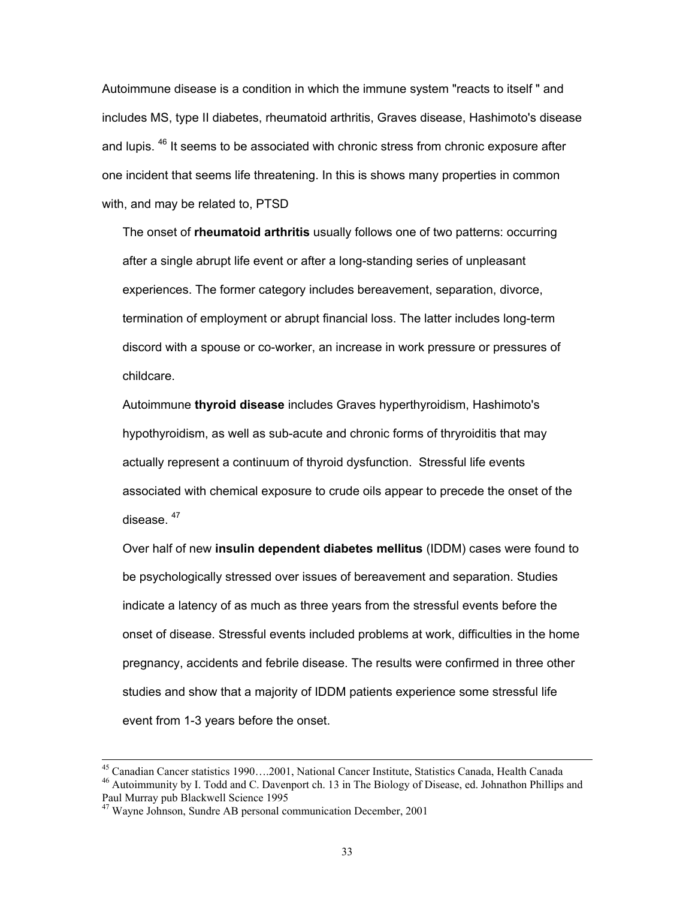Autoimmune disease is a condition in which the immune system "reacts to itself " and includes MS, type II diabetes, rheumatoid arthritis, Graves disease, Hashimoto's disease and lupis. [46] It seems to be associated with chronic stress from chronic exposure after one incident that seems life threatening. In this is shows many properties in common with, and may be related to, PTSD

The onset of **rheumatoid arthritis** usually follows one of two patterns: occurring after a single abrupt life event or after a long-standing series of unpleasant experiences. The former category includes bereavement, separation, divorce, termination of employment or abrupt financial loss. The latter includes long-term discord with a spouse or co-worker, an increase in work pressure or pressures of childcare.

Autoimmune **thyroid disease** includes Graves hyperthyroidism, Hashimoto's hypothyroidism, as well as sub-acute and chronic forms of thryroiditis that may actually represent a continuum of thyroid dysfunction. Stressful life events associated with chemical exposure to crude oils appear to precede the onset of the disease. [47]

Over half of new **insulin dependent diabetes mellitus** (IDDM) cases were found to be psychologically stressed over issues of bereavement and separation. Studies indicate a latency of as much as three years from the stressful events before the onset of disease. Stressful events included problems at work, difficulties in the home pregnancy, accidents and febrile disease. The results were confirmed in three other studies and show that a majority of IDDM patients experience some stressful life event from 1-3 years before the onset.

---

[45] Canadian Cancer statistics 1990….2001, National Cancer Institute, Statistics Canada, Health Canada

[46] Autoimmunity by I. Todd and C. Davenport ch. 13 in The Biology of Disease, ed. Johnathon Phillips and Paul Murray pub Blackwell Science 1995

[47] Wayne Johnson, Sundre AB personal communication December, 2001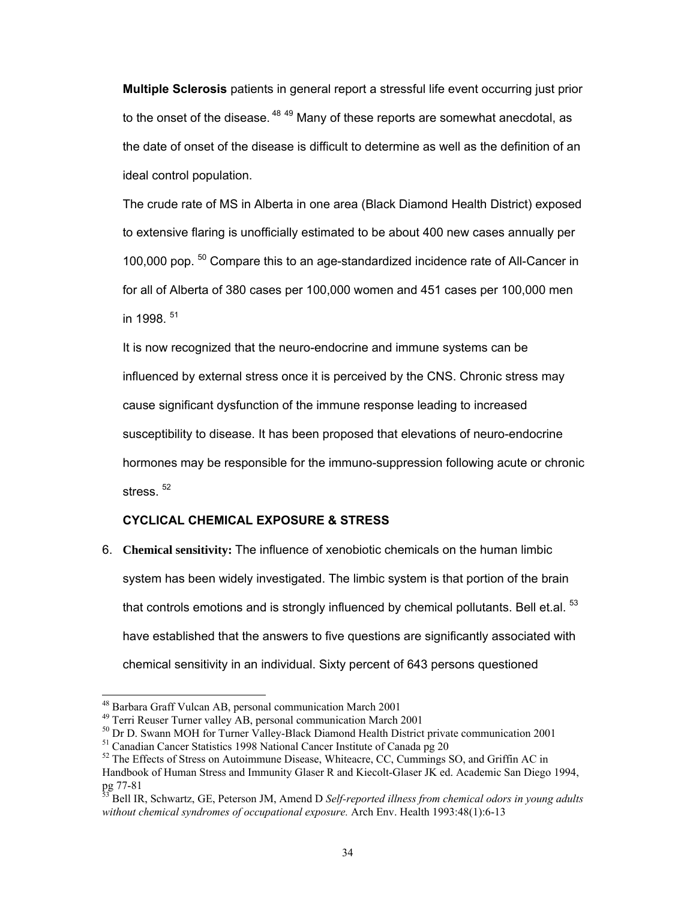**Multiple Sclerosis** patients in general report a stressful life event occurring just prior to the onset of the disease.[48 49] Many of these reports are somewhat anecdotal, as the date of onset of the disease is difficult to determine as well as the definition of an ideal control population.

The crude rate of MS in Alberta in one area (Black Diamond Health District) exposed to extensive flaring is unofficially estimated to be about 400 new cases annually per 100,000 pop.[50] Compare this to an age-standardized incidence rate of All-Cancer in for all of Alberta of 380 cases per 100,000 women and 451 cases per 100,000 men in 1998.[51]

It is now recognized that the neuro-endocrine and immune systems can be influenced by external stress once it is perceived by the CNS. Chronic stress may cause significant dysfunction of the immune response leading to increased susceptibility to disease. It has been proposed that elevations of neuro-endocrine hormones may be responsible for the immuno-suppression following acute or chronic stress.[52]

**CYCLICAL CHEMICAL EXPOSURE & STRESS**

6. **Chemical sensitivity:** The influence of xenobiotic chemicals on the human limbic system has been widely investigated. The limbic system is that portion of the brain that controls emotions and is strongly influenced by chemical pollutants. Bell et.al.[53] have established that the answers to five questions are significantly associated with chemical sensitivity in an individual. Sixty percent of 643 persons questioned

---

[48] Barbara Graff Vulcan AB, personal communication March 2001

[49] Terri Reuser Turner valley AB, personal communication March 2001

[50] Dr D. Swann MOH for Turner Valley-Black Diamond Health District private communication 2001

[51] Canadian Cancer Statistics 1998 National Cancer Institute of Canada pg 20

[52] The Effects of Stress on Autoimmune Disease, Whiteacre, CC, Cummings SO, and Griffin AC in Handbook of Human Stress and Immunity Glaser R and Kiecolt-Glaser JK ed. Academic San Diego 1994, pg 77-81

[53] Bell IR, Schwartz, GE, Peterson JM, Amend D *Self-reported illness from chemical odors in young adults without chemical syndromes of occupational exposure.* Arch Env. Health 1993:48(1):6-13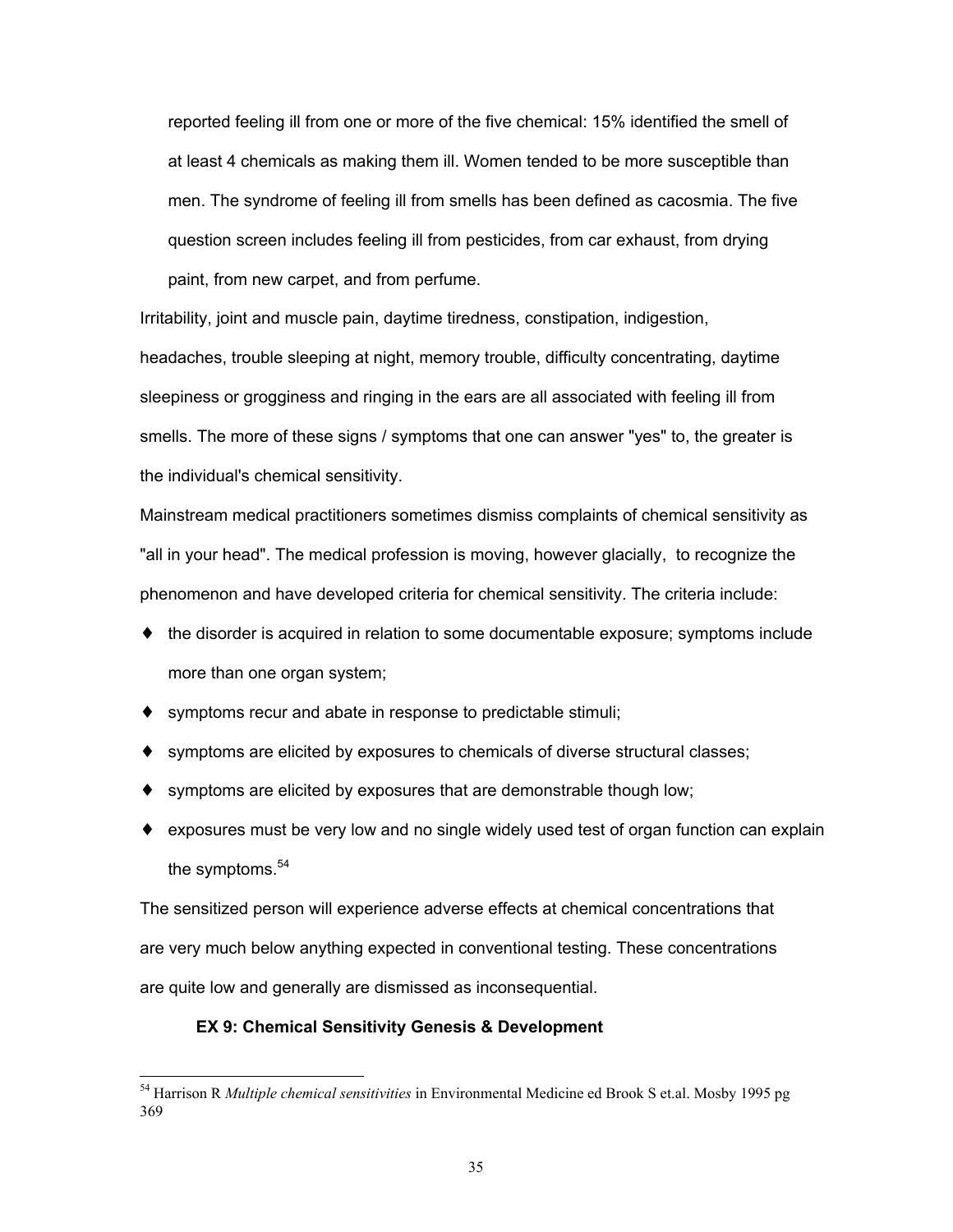reported feeling ill from one or more of the five chemical: 15% identified the smell of at least 4 chemicals as making them ill. Women tended to be more susceptible than men. The syndrome of feeling ill from smells has been defined as cacosmia. The five question screen includes feeling ill from pesticides, from car exhaust, from drying paint, from new carpet, and from perfume.

Irritability, joint and muscle pain, daytime tiredness, constipation, indigestion, headaches, trouble sleeping at night, memory trouble, difficulty concentrating, daytime sleepiness or grogginess and ringing in the ears are all associated with feeling ill from smells. The more of these signs / symptoms that one can answer "yes" to, the greater is the individual's chemical sensitivity.

Mainstream medical practitioners sometimes dismiss complaints of chemical sensitivity as "all in your head". The medical profession is moving, however glacially, to recognize the phenomenon and have developed criteria for chemical sensitivity. The criteria include:

- the disorder is acquired in relation to some documentable exposure; symptoms include more than one organ system;
- symptoms recur and abate in response to predictable stimuli;
- symptoms are elicited by exposures to chemicals of diverse structural classes;
- symptoms are elicited by exposures that are demonstrable though low;
- exposures must be very low and no single widely used test of organ function can explain the symptoms.[54]

The sensitized person will experience adverse effects at chemical concentrations that are very much below anything expected in conventional testing. These concentrations are quite low and generally are dismissed as inconsequential.

**EX 9: Chemical Sensitivity Genesis & Development**

---

[54] Harrison R *Multiple chemical sensitivities* in Environmental Medicine ed Brook S et.al. Mosby 1995 pg 369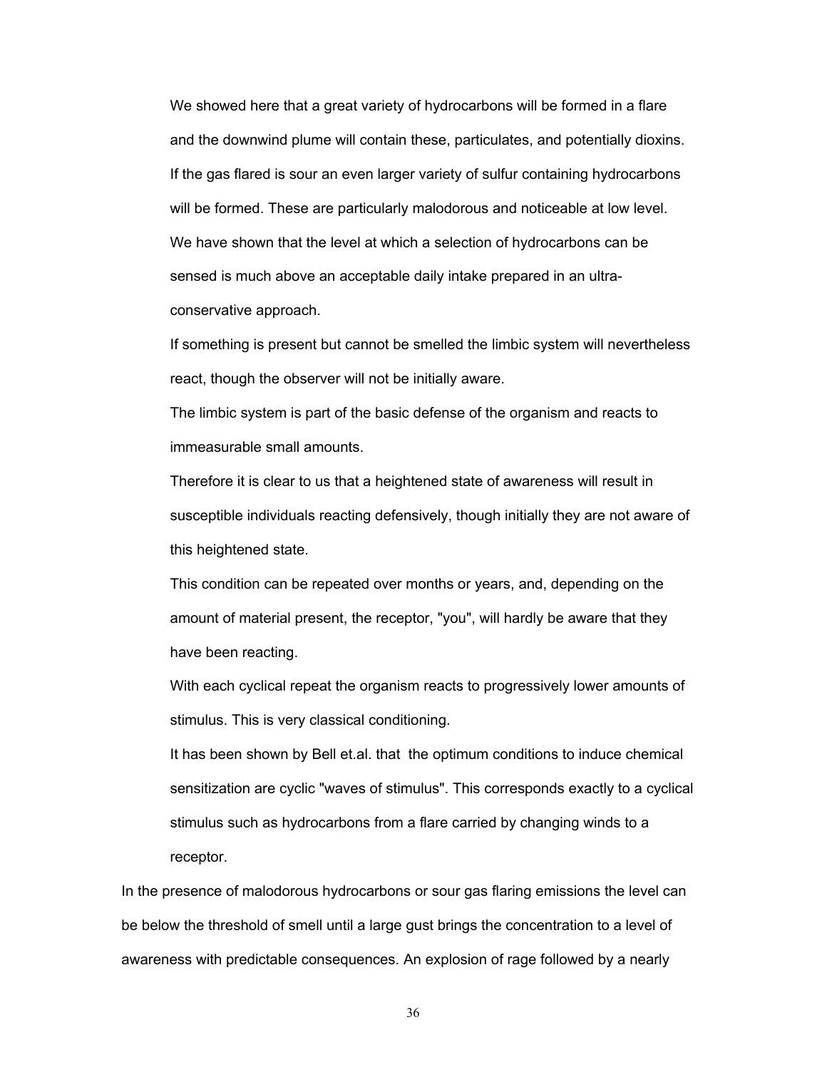We showed here that a great variety of hydrocarbons will be formed in a flare and the downwind plume will contain these, particulates, and potentially dioxins. If the gas flared is sour an even larger variety of sulfur containing hydrocarbons will be formed. These are particularly malodorous and noticeable at low level. We have shown that the level at which a selection of hydrocarbons can be sensed is much above an acceptable daily intake prepared in an ultra-conservative approach.

If something is present but cannot be smelled the limbic system will nevertheless react, though the observer will not be initially aware.

The limbic system is part of the basic defense of the organism and reacts to immeasurable small amounts.

Therefore it is clear to us that a heightened state of awareness will result in susceptible individuals reacting defensively, though initially they are not aware of this heightened state.

This condition can be repeated over months or years, and, depending on the amount of material present, the receptor, "you", will hardly be aware that they have been reacting.

With each cyclical repeat the organism reacts to progressively lower amounts of stimulus. This is very classical conditioning.

It has been shown by Bell et.al. that the optimum conditions to induce chemical sensitization are cyclic "waves of stimulus". This corresponds exactly to a cyclical stimulus such as hydrocarbons from a flare carried by changing winds to a receptor.

In the presence of malodorous hydrocarbons or sour gas flaring emissions the level can be below the threshold of smell until a large gust brings the concentration to a level of awareness with predictable consequences. An explosion of rage followed by a nearly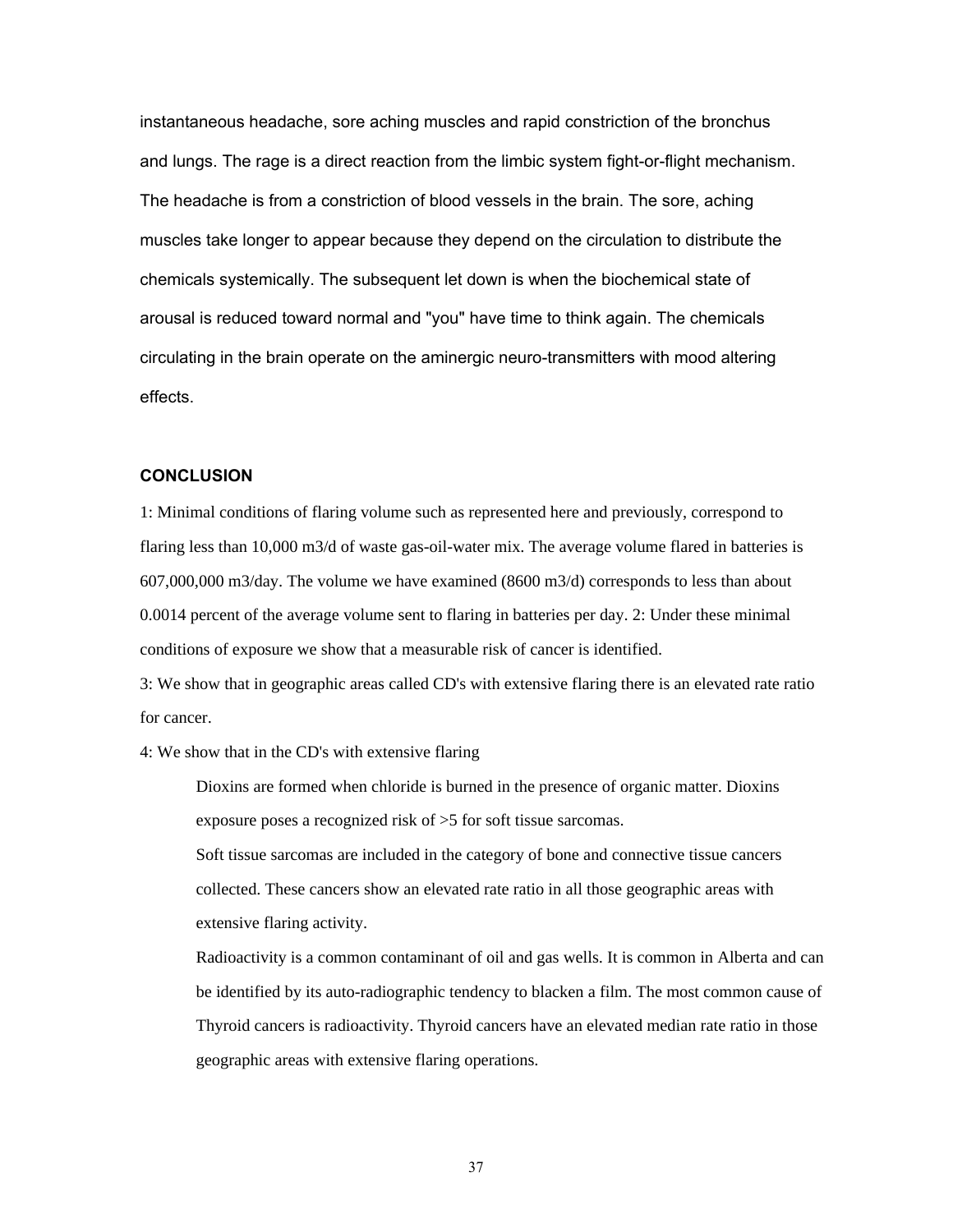instantaneous headache, sore aching muscles and rapid constriction of the bronchus and lungs. The rage is a direct reaction from the limbic system fight-or-flight mechanism. The headache is from a constriction of blood vessels in the brain. The sore, aching muscles take longer to appear because they depend on the circulation to distribute the chemicals systemically. The subsequent let down is when the biochemical state of arousal is reduced toward normal and "you" have time to think again. The chemicals circulating in the brain operate on the aminergic neuro-transmitters with mood altering effects.

## CONCLUSION

1: Minimal conditions of flaring volume such as represented here and previously, correspond to flaring less than 10,000 m3/d of waste gas-oil-water mix. The average volume flared in batteries is 607,000,000 m3/day. The volume we have examined (8600 m3/d) corresponds to less than about 0.0014 percent of the average volume sent to flaring in batteries per day. 2: Under these minimal conditions of exposure we show that a measurable risk of cancer is identified.

3: We show that in geographic areas called CD's with extensive flaring there is an elevated rate ratio for cancer.

4: We show that in the CD's with extensive flaring

> Dioxins are formed when chloride is burned in the presence of organic matter. Dioxins exposure poses a recognized risk of >5 for soft tissue sarcomas.
>
> Soft tissue sarcomas are included in the category of bone and connective tissue cancers collected. These cancers show an elevated rate ratio in all those geographic areas with extensive flaring activity.
>
> Radioactivity is a common contaminant of oil and gas wells. It is common in Alberta and can be identified by its auto-radiographic tendency to blacken a film. The most common cause of Thyroid cancers is radioactivity. Thyroid cancers have an elevated median rate ratio in those geographic areas with extensive flaring operations.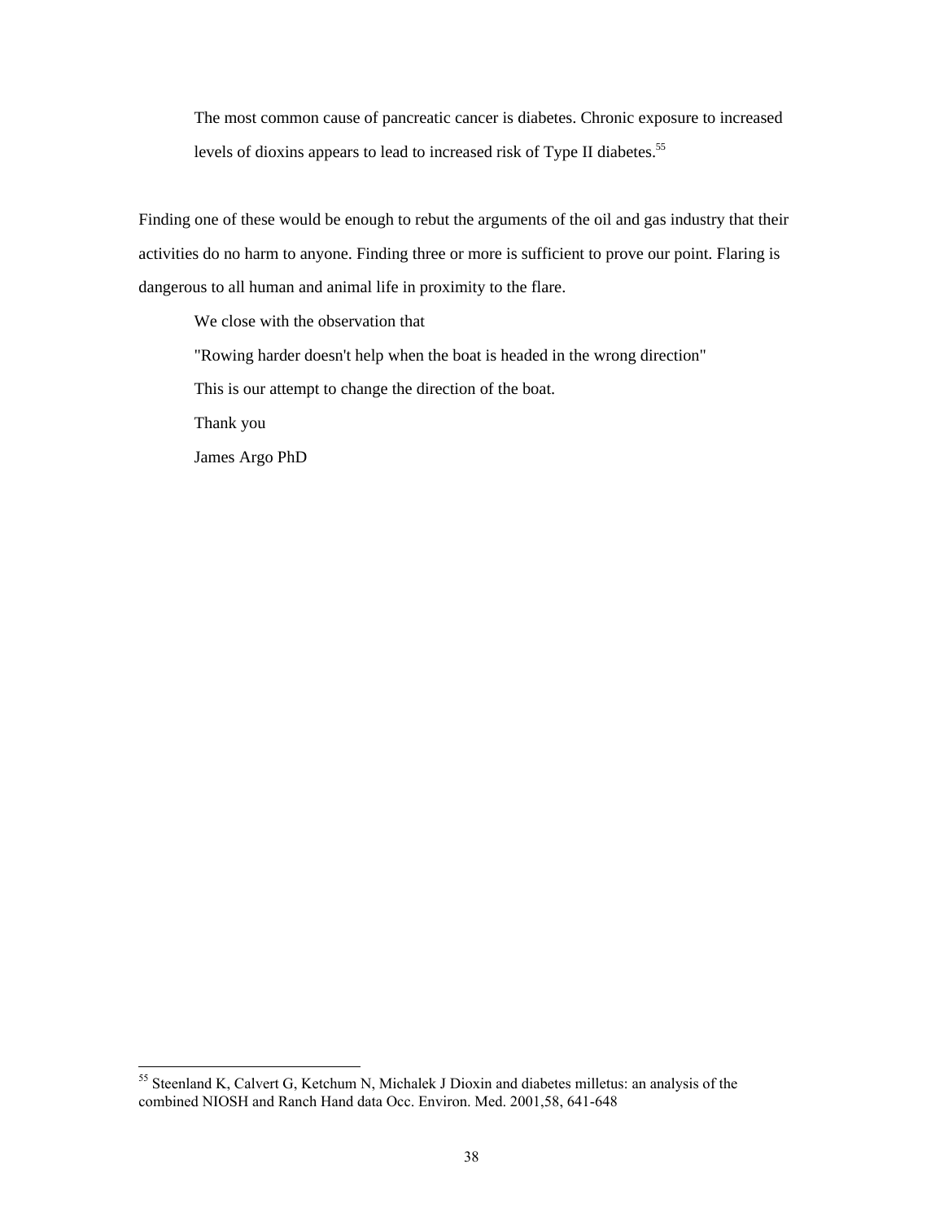The most common cause of pancreatic cancer is diabetes. Chronic exposure to increased levels of dioxins appears to lead to increased risk of Type II diabetes.[55]

Finding one of these would be enough to rebut the arguments of the oil and gas industry that their activities do no harm to anyone. Finding three or more is sufficient to prove our point. Flaring is dangerous to all human and animal life in proximity to the flare.

We close with the observation that

"Rowing harder doesn't help when the boat is headed in the wrong direction"

This is our attempt to change the direction of the boat.

Thank you

James Argo PhD

---

[55] Steenland K, Calvert G, Ketchum N, Michalek J Dioxin and diabetes milletus: an analysis of the combined NIOSH and Ranch Hand data Occ. Environ. Med. 2001,58, 641-648